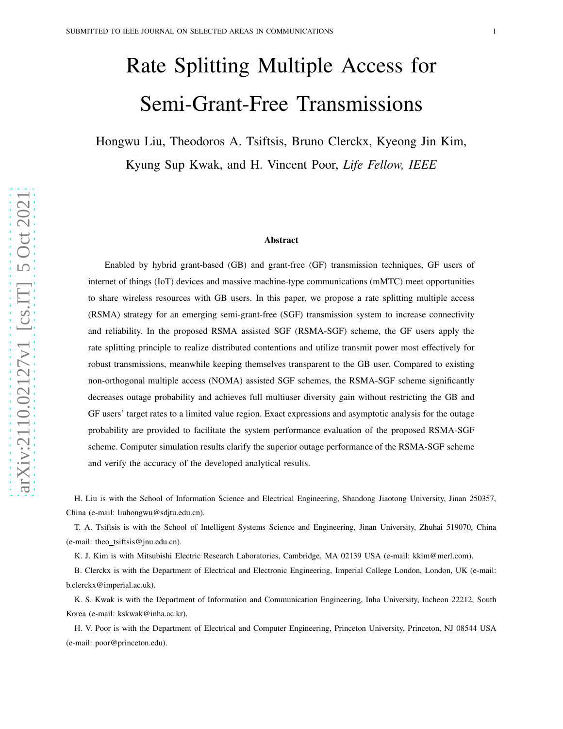# Rate Splitting Multiple Access for Semi-Grant-Free Transmissions

Hongwu Liu, Theodoros A. Tsiftsis, Bruno Clerckx, Kyeong Jin Kim, Kyung Sup Kwak, and H. Vincent Poor, *Life Fellow, IEEE*

### Abstract

Enabled by hybrid grant-based (GB) and grant-free (GF) transmission techniques, GF users of internet of things (IoT) devices and massive machine-type communications (mMTC) meet opportunities to share wireless resources with GB users. In this paper, we propose a rate splitting multiple access (RSMA) strategy for an emerging semi-grant-free (SGF) transmission system to increase connectivity and reliability. In the proposed RSMA assisted SGF (RSMA-SGF) scheme, the GF users apply the rate splitting principle to realize distributed contentions and utilize transmit power most effectively for robust transmissions, meanwhile keeping themselves transparent to the GB user. Compared to existing non-orthogonal multiple access (NOMA) assisted SGF schemes, the RSMA-SGF scheme significantly decreases outage probability and achieves full multiuser diversity gain without restricting the GB and GF users' target rates to a limited value region. Exact expressions and asymptotic analysis for the outage probability are provided to facilitate the system performance evaluation of the proposed RSMA-SGF scheme. Computer simulation results clarify the superior outage performance of the RSMA-SGF scheme and verify the accuracy of the developed analytical results.

H. Liu is with the School of Information Science and Electrical Engineering, Shandong Jiaotong University, Jinan 250357, China (e-mail: liuhongwu@sdjtu.edu.cn).

T. A. Tsiftsis is with the School of Intelligent Systems Science and Engineering, Jinan University, Zhuhai 519070, China (e-mail: theo_tsiftsis@jnu.edu.cn).

K. J. Kim is with Mitsubishi Electric Research Laboratories, Cambridge, MA 02139 USA (e-mail: kkim@merl.com).

B. Clerckx is with the Department of Electrical and Electronic Engineering, Imperial College London, London, UK (e-mail: b.clerckx@imperial.ac.uk).

K. S. Kwak is with the Department of Information and Communication Engineering, Inha University, Incheon 22212, South Korea (e-mail: kskwak@inha.ac.kr).

H. V. Poor is with the Department of Electrical and Computer Engineering, Princeton University, Princeton, NJ 08544 USA (e-mail: poor@princeton.edu).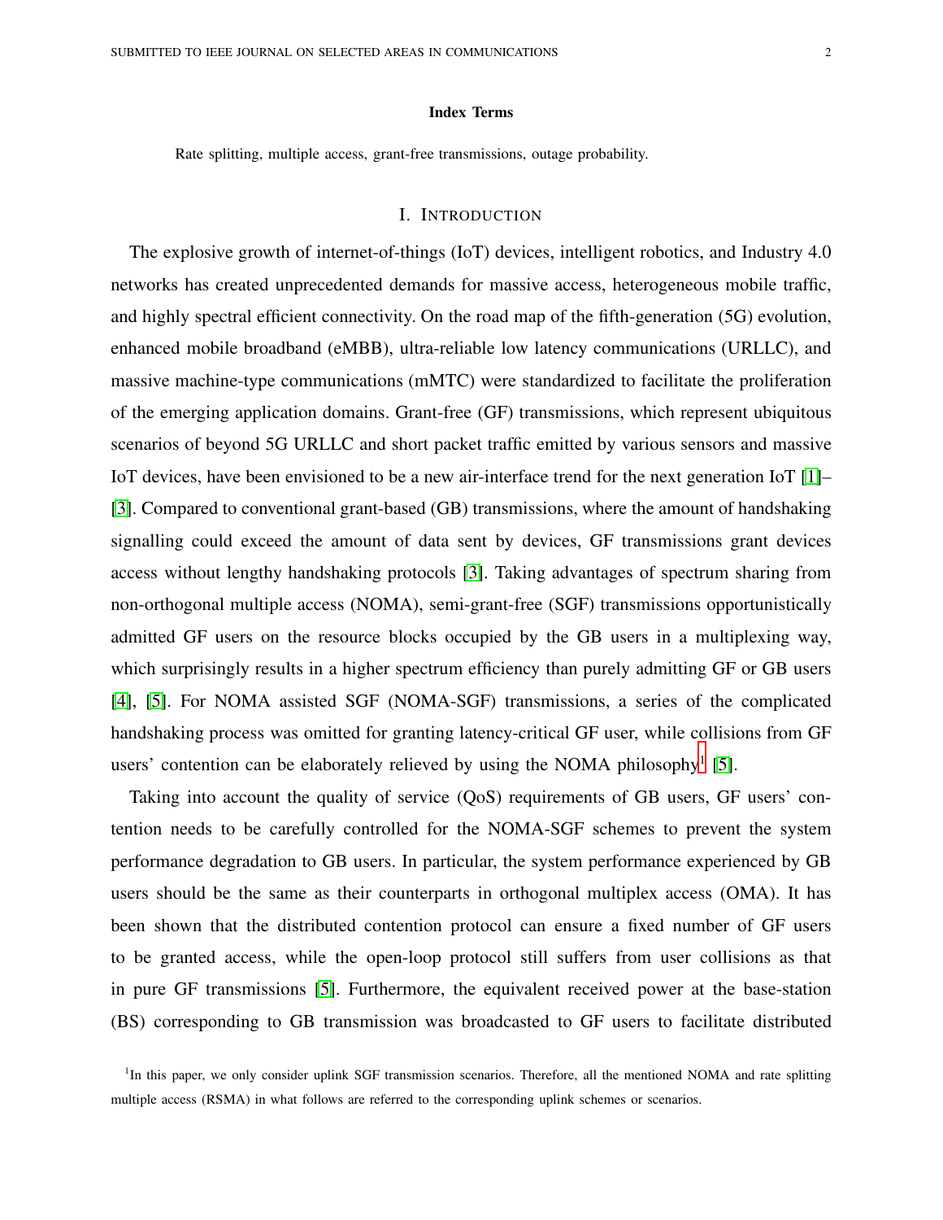**Index Terms**

Rate splitting, multiple access, grant-free transmissions, outage probability.

## I. Introduction

The explosive growth of internet-of-things (IoT) devices, intelligent robotics, and Industry 4.0 networks has created unprecedented demands for massive access, heterogeneous mobile traffic, and highly spectral efficient connectivity. On the road map of the fifth-generation (5G) evolution, enhanced mobile broadband (eMBB), ultra-reliable low latency communications (URLLC), and massive machine-type communications (mMTC) were standardized to facilitate the proliferation of the emerging application domains. Grant-free (GF) transmissions, which represent ubiquitous scenarios of beyond 5G URLLC and short packet traffic emitted by various sensors and massive IoT devices, have been envisioned to be a new air-interface trend for the next generation IoT [1]–[3]. Compared to conventional grant-based (GB) transmissions, where the amount of handshaking signalling could exceed the amount of data sent by devices, GF transmissions grant devices access without lengthy handshaking protocols [3]. Taking advantages of spectrum sharing from non-orthogonal multiple access (NOMA), semi-grant-free (SGF) transmissions opportunistically admitted GF users on the resource blocks occupied by the GB users in a multiplexing way, which surprisingly results in a higher spectrum efficiency than purely admitting GF or GB users [4], [5]. For NOMA assisted SGF (NOMA-SGF) transmissions, a series of the complicated handshaking process was omitted for granting latency-critical GF user, while collisions from GF users' contention can be elaborately relieved by using the NOMA philosophy[1] [5].

Taking into account the quality of service (QoS) requirements of GB users, GF users' contention needs to be carefully controlled for the NOMA-SGF schemes to prevent the system performance degradation to GB users. In particular, the system performance experienced by GB users should be the same as their counterparts in orthogonal multiplex access (OMA). It has been shown that the distributed contention protocol can ensure a fixed number of GF users to be granted access, while the open-loop protocol still suffers from user collisions as that in pure GF transmissions [5]. Furthermore, the equivalent received power at the base-station (BS) corresponding to GB transmission was broadcasted to GF users to facilitate distributed

[1] In this paper, we only consider uplink SGF transmission scenarios. Therefore, all the mentioned NOMA and rate splitting multiple access (RSMA) in what follows are referred to the corresponding uplink schemes or scenarios.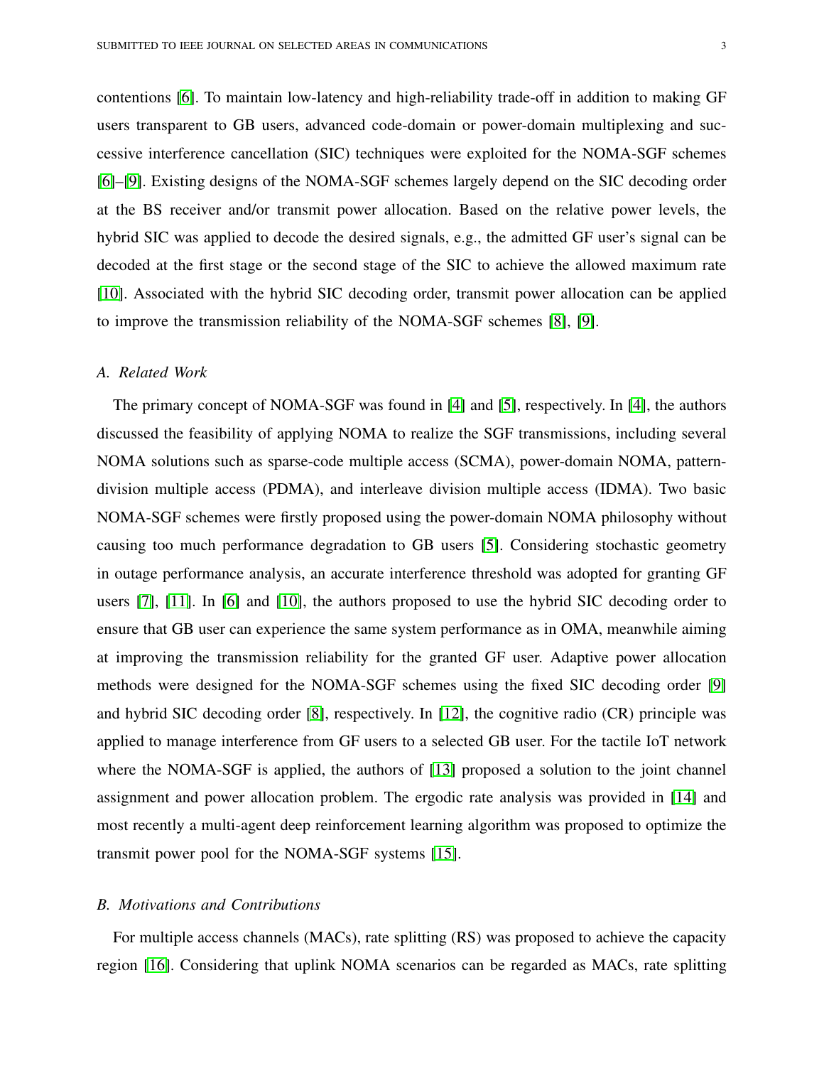contentions [6]. To maintain low-latency and high-reliability trade-off in addition to making GF users transparent to GB users, advanced code-domain or power-domain multiplexing and successive interference cancellation (SIC) techniques were exploited for the NOMA-SGF schemes [6]–[9]. Existing designs of the NOMA-SGF schemes largely depend on the SIC decoding order at the BS receiver and/or transmit power allocation. Based on the relative power levels, the hybrid SIC was applied to decode the desired signals, e.g., the admitted GF user's signal can be decoded at the first stage or the second stage of the SIC to achieve the allowed maximum rate [10]. Associated with the hybrid SIC decoding order, transmit power allocation can be applied to improve the transmission reliability of the NOMA-SGF schemes [8], [9].

### *A. Related Work*

The primary concept of NOMA-SGF was found in [4] and [5], respectively. In [4], the authors discussed the feasibility of applying NOMA to realize the SGF transmissions, including several NOMA solutions such as sparse-code multiple access (SCMA), power-domain NOMA, pattern-division multiple access (PDMA), and interleave division multiple access (IDMA). Two basic NOMA-SGF schemes were firstly proposed using the power-domain NOMA philosophy without causing too much performance degradation to GB users [5]. Considering stochastic geometry in outage performance analysis, an accurate interference threshold was adopted for granting GF users [7], [11]. In [6] and [10], the authors proposed to use the hybrid SIC decoding order to ensure that GB user can experience the same system performance as in OMA, meanwhile aiming at improving the transmission reliability for the granted GF user. Adaptive power allocation methods were designed for the NOMA-SGF schemes using the fixed SIC decoding order [9] and hybrid SIC decoding order [8], respectively. In [12], the cognitive radio (CR) principle was applied to manage interference from GF users to a selected GB user. For the tactile IoT network where the NOMA-SGF is applied, the authors of [13] proposed a solution to the joint channel assignment and power allocation problem. The ergodic rate analysis was provided in [14] and most recently a multi-agent deep reinforcement learning algorithm was proposed to optimize the transmit power pool for the NOMA-SGF systems [15].

### *B. Motivations and Contributions*

For multiple access channels (MACs), rate splitting (RS) was proposed to achieve the capacity region [16]. Considering that uplink NOMA scenarios can be regarded as MACs, rate splitting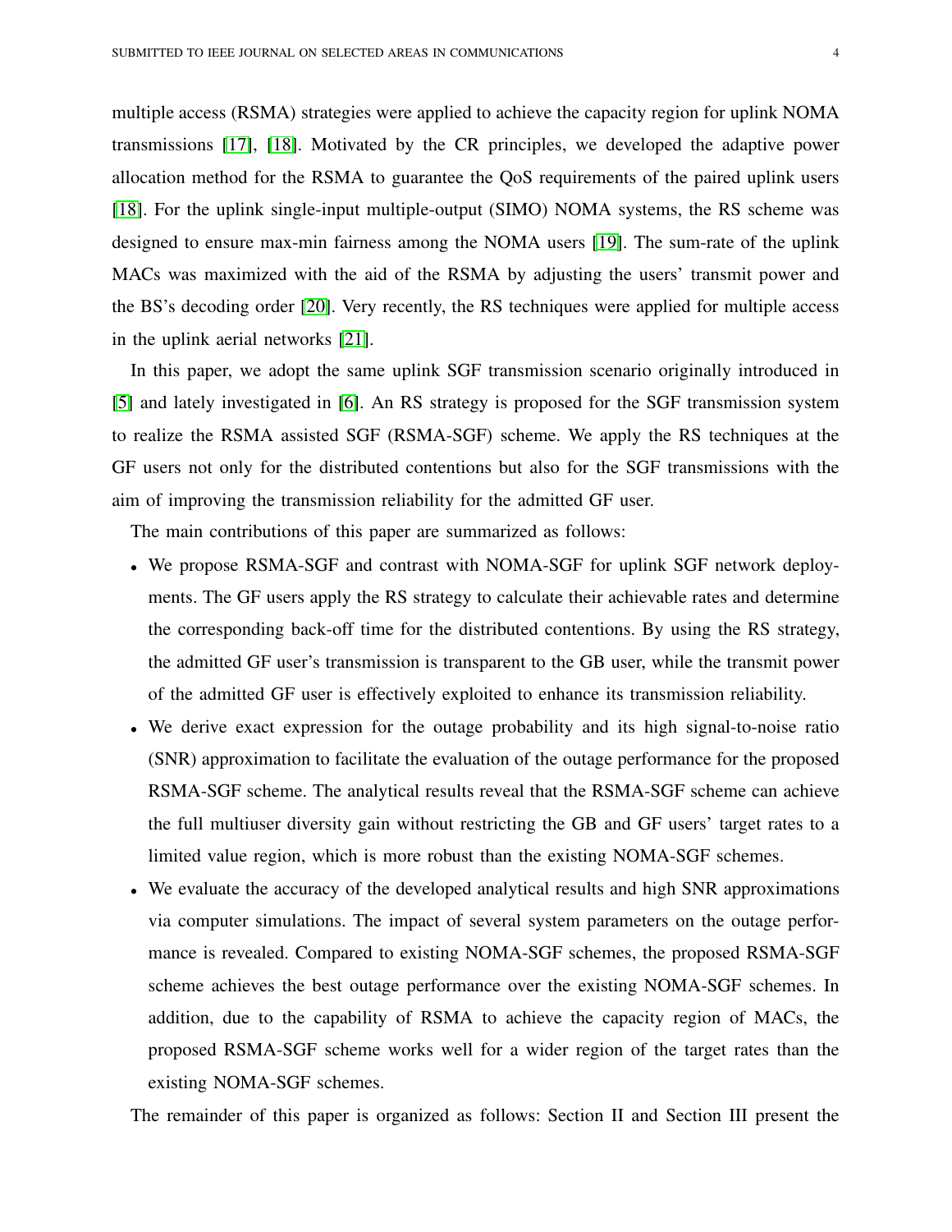multiple access (RSMA) strategies were applied to achieve the capacity region for uplink NOMA transmissions [17], [18]. Motivated by the CR principles, we developed the adaptive power allocation method for the RSMA to guarantee the QoS requirements of the paired uplink users [18]. For the uplink single-input multiple-output (SIMO) NOMA systems, the RS scheme was designed to ensure max-min fairness among the NOMA users [19]. The sum-rate of the uplink MACs was maximized with the aid of the RSMA by adjusting the users' transmit power and the BS's decoding order [20]. Very recently, the RS techniques were applied for multiple access in the uplink aerial networks [21].

In this paper, we adopt the same uplink SGF transmission scenario originally introduced in [5] and lately investigated in [6]. An RS strategy is proposed for the SGF transmission system to realize the RSMA assisted SGF (RSMA-SGF) scheme. We apply the RS techniques at the GF users not only for the distributed contentions but also for the SGF transmissions with the aim of improving the transmission reliability for the admitted GF user.

The main contributions of this paper are summarized as follows:

- We propose RSMA-SGF and contrast with NOMA-SGF for uplink SGF network deployments. The GF users apply the RS strategy to calculate their achievable rates and determine the corresponding back-off time for the distributed contentions. By using the RS strategy, the admitted GF user's transmission is transparent to the GB user, while the transmit power of the admitted GF user is effectively exploited to enhance its transmission reliability.
- We derive exact expression for the outage probability and its high signal-to-noise ratio (SNR) approximation to facilitate the evaluation of the outage performance for the proposed RSMA-SGF scheme. The analytical results reveal that the RSMA-SGF scheme can achieve the full multiuser diversity gain without restricting the GB and GF users' target rates to a limited value region, which is more robust than the existing NOMA-SGF schemes.
- We evaluate the accuracy of the developed analytical results and high SNR approximations via computer simulations. The impact of several system parameters on the outage performance is revealed. Compared to existing NOMA-SGF schemes, the proposed RSMA-SGF scheme achieves the best outage performance over the existing NOMA-SGF schemes. In addition, due to the capability of RSMA to achieve the capacity region of MACs, the proposed RSMA-SGF scheme works well for a wider region of the target rates than the existing NOMA-SGF schemes.

The remainder of this paper is organized as follows: Section II and Section III present the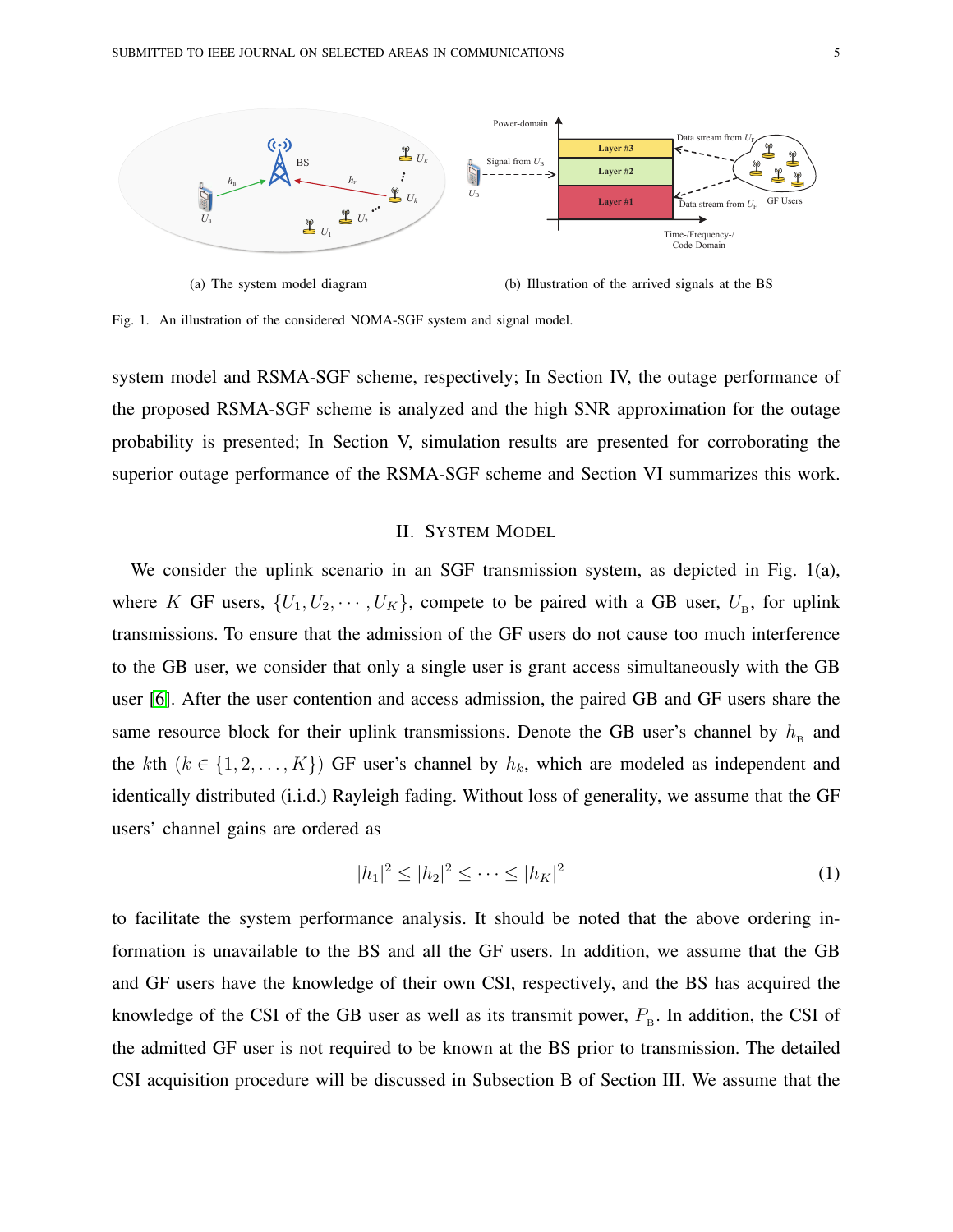(a) The system model diagram

(b) Illustration of the arrived signals at the BS

Fig. 1. An illustration of the considered NOMA-SGF system and signal model.

system model and RSMA-SGF scheme, respectively; In Section IV, the outage performance of the proposed RSMA-SGF scheme is analyzed and the high SNR approximation for the outage probability is presented; In Section V, simulation results are presented for corroborating the superior outage performance of the RSMA-SGF scheme and Section VI summarizes this work.

## II. System Model

We consider the uplink scenario in an SGF transmission system, as depicted in Fig. 1(a), where $K$ GF users, $\{U_1, U_2, \cdots, U_K\}$, compete to be paired with a GB user, $U_{\rm B}$, for uplink transmissions. To ensure that the admission of the GF users do not cause too much interference to the GB user, we consider that only a single user is grant access simultaneously with the GB user [6]. After the user contention and access admission, the paired GB and GF users share the same resource block for their uplink transmissions. Denote the GB user's channel by $h_{\rm B}$ and the $k$th $(k \in \{1, 2, \ldots, K\})$ GF user's channel by $h_k$, which are modeled as independent and identically distributed (i.i.d.) Rayleigh fading. Without loss of generality, we assume that the GF users' channel gains are ordered as

$$|h_1|^2 \leq |h_2|^2 \leq \cdots \leq |h_K|^2 \tag{1}$$

to facilitate the system performance analysis. It should be noted that the above ordering information is unavailable to the BS and all the GF users. In addition, we assume that the GB and GF users have the knowledge of their own CSI, respectively, and the BS has acquired the knowledge of the CSI of the GB user as well as its transmit power, $P_{\rm B}$. In addition, the CSI of the admitted GF user is not required to be known at the BS prior to transmission. The detailed CSI acquisition procedure will be discussed in Subsection B of Section III. We assume that the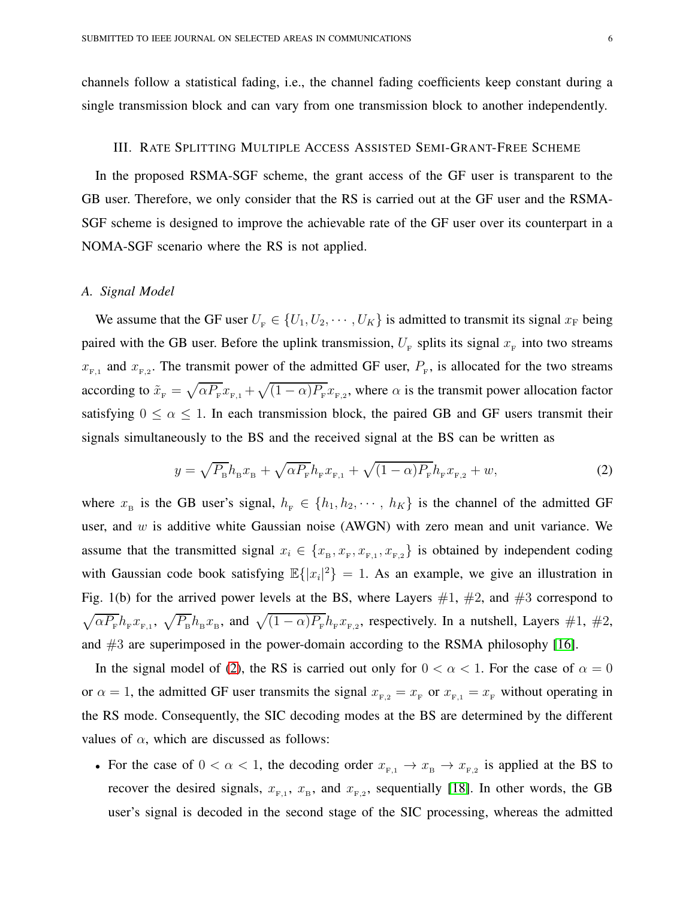channels follow a statistical fading, i.e., the channel fading coefficients keep constant during a single transmission block and can vary from one transmission block to another independently.

## III. Rate Splitting Multiple Access Assisted Semi-Grant-Free Scheme

In the proposed RSMA-SGF scheme, the grant access of the GF user is transparent to the GB user. Therefore, we only consider that the RS is carried out at the GF user and the RSMA-SGF scheme is designed to improve the achievable rate of the GF user over its counterpart in a NOMA-SGF scenario where the RS is not applied.

### A. Signal Model

We assume that the GF user $U_{\rm F} \in \{U_1, U_2, \cdots, U_K\}$ is admitted to transmit its signal $x_{\rm F}$ being paired with the GB user. Before the uplink transmission, $U_{\rm F}$ splits its signal $x_{\rm F}$ into two streams $x_{{\rm F},1}$ and $x_{{\rm F},2}$. The transmit power of the admitted GF user, $P_{\rm F}$, is allocated for the two streams according to $\tilde{x}_{\rm F} = \sqrt{\alpha P_{\rm F}} x_{{\rm F},1} + \sqrt{(1-\alpha)P_{\rm F}} x_{{\rm F},2}$, where $\alpha$ is the transmit power allocation factor satisfying $0 \leq \alpha \leq 1$. In each transmission block, the paired GB and GF users transmit their signals simultaneously to the BS and the received signal at the BS can be written as

$$y = \sqrt{P_{\rm B}} h_{\rm B} x_{\rm B} + \sqrt{\alpha P_{\rm F}} h_{\rm F} x_{{\rm F},1} + \sqrt{(1-\alpha)P_{\rm F}} h_{\rm F} x_{{\rm F},2} + w, \tag{2}$$

where $x_{\rm B}$ is the GB user's signal, $h_{\rm F} \in \{h_1, h_2, \cdots, h_K\}$ is the channel of the admitted GF user, and $w$ is additive white Gaussian noise (AWGN) with zero mean and unit variance. We assume that the transmitted signal $x_i \in \{x_{\rm B}, x_{\rm F}, x_{{\rm F},1}, x_{{\rm F},2}\}$ is obtained by independent coding with Gaussian code book satisfying $\mathbb{E}\{|x_i|^2\} = 1$. As an example, we give an illustration in Fig. 1(b) for the arrived power levels at the BS, where Layers #1, #2, and #3 correspond to $\sqrt{\alpha P_{\rm F}} h_{\rm F} x_{{\rm F},1}$, $\sqrt{P_{\rm B}} h_{\rm B} x_{\rm B}$, and $\sqrt{(1-\alpha)P_{\rm F}} h_{\rm F} x_{{\rm F},2}$, respectively. In a nutshell, Layers #1, #2, and #3 are superimposed in the power-domain according to the RSMA philosophy [16].

In the signal model of (2), the RS is carried out only for $0 < \alpha < 1$. For the case of $\alpha = 0$ or $\alpha = 1$, the admitted GF user transmits the signal $x_{{\rm F},2} = x_{\rm F}$ or $x_{{\rm F},1} = x_{\rm F}$ without operating in the RS mode. Consequently, the SIC decoding modes at the BS are determined by the different values of $\alpha$, which are discussed as follows:

- For the case of $0 < \alpha < 1$, the decoding order $x_{{\rm F},1} \rightarrow x_{\rm B} \rightarrow x_{{\rm F},2}$ is applied at the BS to recover the desired signals, $x_{{\rm F},1}$, $x_{\rm B}$, and $x_{{\rm F},2}$, sequentially [18]. In other words, the GB user's signal is decoded in the second stage of the SIC processing, whereas the admitted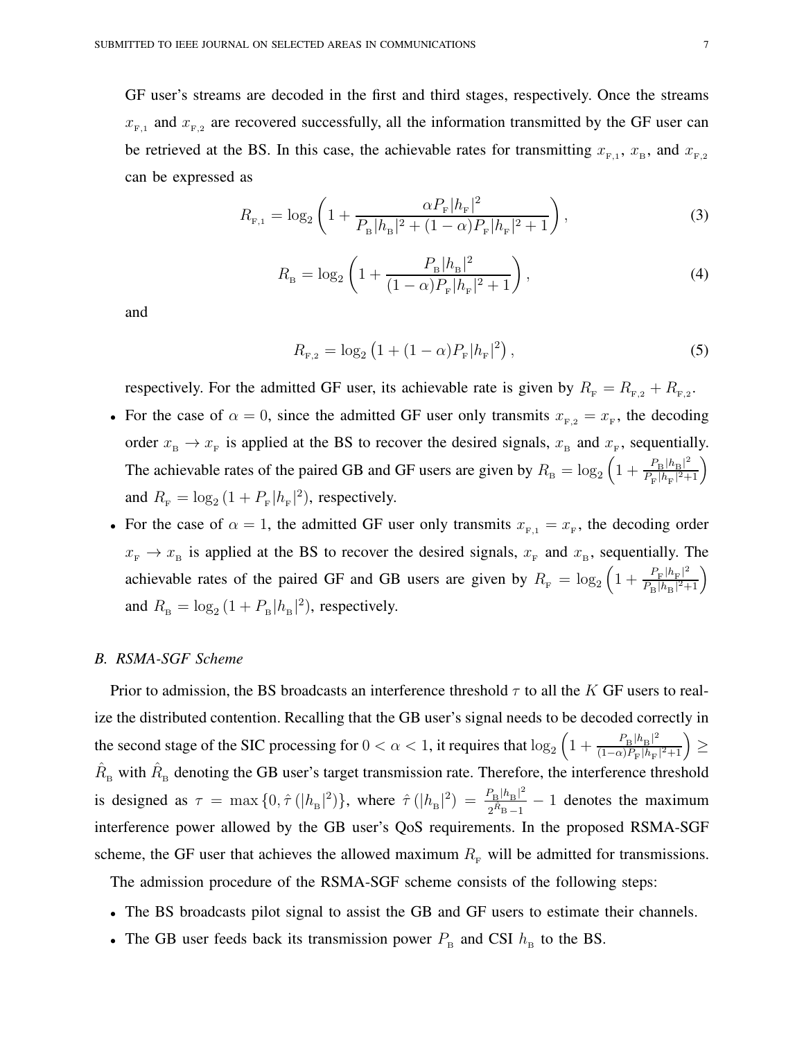GF user's streams are decoded in the first and third stages, respectively. Once the streams $x_{\mathrm{F},1}$ and $x_{\mathrm{F},2}$ are recovered successfully, all the information transmitted by the GF user can be retrieved at the BS. In this case, the achievable rates for transmitting $x_{\mathrm{F},1}$, $x_{\mathrm{B}}$, and $x_{\mathrm{F},2}$ can be expressed as

$$R_{\mathrm{F},1} = \log_2\left(1 + \frac{\alpha P_{\mathrm{F}}|h_{\mathrm{F}}|^2}{P_{\mathrm{B}}|h_{\mathrm{B}}|^2 + (1-\alpha)P_{\mathrm{F}}|h_{\mathrm{F}}|^2 + 1}\right), \tag{3}$$

$$R_{\mathrm{B}} = \log_2\left(1 + \frac{P_{\mathrm{B}}|h_{\mathrm{B}}|^2}{(1-\alpha)P_{\mathrm{F}}|h_{\mathrm{F}}|^2 + 1}\right), \tag{4}$$

and

$$R_{\mathrm{F},2} = \log_2\left(1 + (1-\alpha)P_{\mathrm{F}}|h_{\mathrm{F}}|^2\right), \tag{5}$$

respectively. For the admitted GF user, its achievable rate is given by $R_{\mathrm{F}} = R_{\mathrm{F},2} + R_{\mathrm{F},2}$.

- For the case of $\alpha = 0$, since the admitted GF user only transmits $x_{\mathrm{F},2} = x_{\mathrm{F}}$, the decoding order $x_{\mathrm{B}} \to x_{\mathrm{F}}$ is applied at the BS to recover the desired signals, $x_{\mathrm{B}}$ and $x_{\mathrm{F}}$, sequentially. The achievable rates of the paired GB and GF users are given by $R_{\mathrm{B}} = \log_2\left(1 + \frac{P_{\mathrm{B}}|h_{\mathrm{B}}|^2}{P_{\mathrm{F}}|h_{\mathrm{F}}|^2+1}\right)$ and $R_{\mathrm{F}} = \log_2\left(1 + P_{\mathrm{F}}|h_{\mathrm{F}}|^2\right)$, respectively.
- For the case of $\alpha = 1$, the admitted GF user only transmits $x_{\mathrm{F},1} = x_{\mathrm{F}}$, the decoding order $x_{\mathrm{F}} \to x_{\mathrm{B}}$ is applied at the BS to recover the desired signals, $x_{\mathrm{F}}$ and $x_{\mathrm{B}}$, sequentially. The achievable rates of the paired GF and GB users are given by $R_{\mathrm{F}} = \log_2\left(1 + \frac{P_{\mathrm{F}}|h_{\mathrm{F}}|^2}{P_{\mathrm{B}}|h_{\mathrm{B}}|^2+1}\right)$ and $R_{\mathrm{B}} = \log_2\left(1 + P_{\mathrm{B}}|h_{\mathrm{B}}|^2\right)$, respectively.

### *B. RSMA-SGF Scheme*

Prior to admission, the BS broadcasts an interference threshold $\tau$ to all the $K$ GF users to realize the distributed contention. Recalling that the GB user's signal needs to be decoded correctly in the second stage of the SIC processing for $0 < \alpha < 1$, it requires that $\log_2\left(1 + \frac{P_{\mathrm{B}}|h_{\mathrm{B}}|^2}{(1-\alpha)P_{\mathrm{F}}|h_{\mathrm{F}}|^2+1}\right) \geq \hat{R}_{\mathrm{B}}$ with $\hat{R}_{\mathrm{B}}$ denoting the GB user's target transmission rate. Therefore, the interference threshold is designed as $\tau = \max\left\{0, \hat{\tau}\left(|h_{\mathrm{B}}|^2\right)\right\}$, where $\hat{\tau}\left(|h_{\mathrm{B}}|^2\right) = \frac{P_{\mathrm{B}}|h_{\mathrm{B}}|^2}{2^{\hat{R}_{\mathrm{B}}}-1} - 1$ denotes the maximum interference power allowed by the GB user's QoS requirements. In the proposed RSMA-SGF scheme, the GF user that achieves the allowed maximum $R_{\mathrm{F}}$ will be admitted for transmissions.

The admission procedure of the RSMA-SGF scheme consists of the following steps:

- The BS broadcasts pilot signal to assist the GB and GF users to estimate their channels.
- The GB user feeds back its transmission power $P_{\mathrm{B}}$ and CSI $h_{\mathrm{B}}$ to the BS.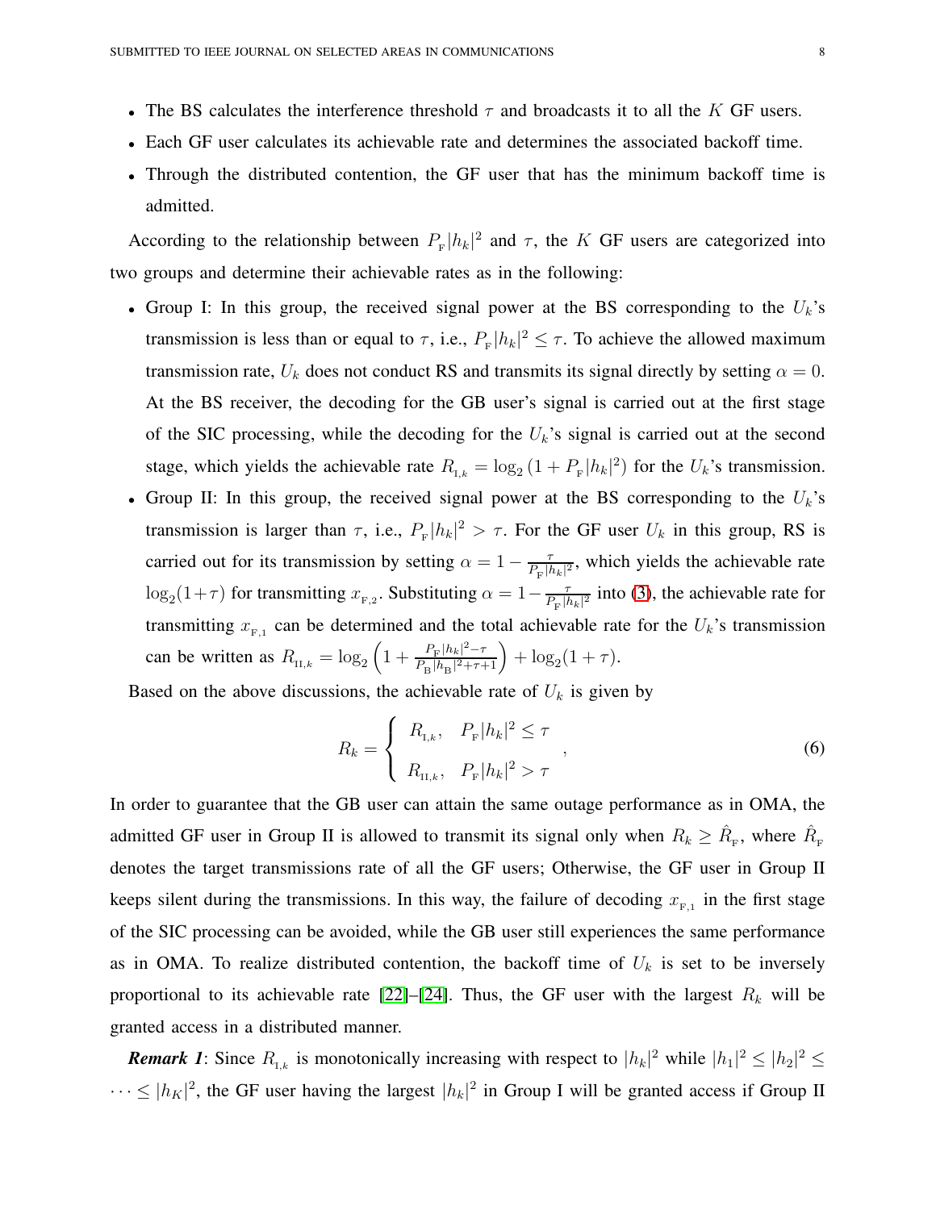- The BS calculates the interference threshold $\tau$ and broadcasts it to all the $K$ GF users.
- Each GF user calculates its achievable rate and determines the associated backoff time.
- Through the distributed contention, the GF user that has the minimum backoff time is admitted.

According to the relationship between $P_{\text{F}}|h_k|^2$ and $\tau$, the $K$ GF users are categorized into two groups and determine their achievable rates as in the following:

- Group I: In this group, the received signal power at the BS corresponding to the $U_k$'s transmission is less than or equal to $\tau$, i.e., $P_{\text{F}}|h_k|^2 \leq \tau$. To achieve the allowed maximum transmission rate, $U_k$ does not conduct RS and transmits its signal directly by setting $\alpha = 0$. At the BS receiver, the decoding for the GB user's signal is carried out at the first stage of the SIC processing, while the decoding for the $U_k$'s signal is carried out at the second stage, which yields the achievable rate $R_{\text{I},k} = \log_2\left(1 + P_{\text{F}}|h_k|^2\right)$ for the $U_k$'s transmission.
- Group II: In this group, the received signal power at the BS corresponding to the $U_k$'s transmission is larger than $\tau$, i.e., $P_{\text{F}}|h_k|^2 > \tau$. For the GF user $U_k$ in this group, RS is carried out for its transmission by setting $\alpha = 1 - \frac{\tau}{P_{\text{F}}|h_k|^2}$, which yields the achievable rate $\log_2(1+\tau)$ for transmitting $x_{\text{F},2}$. Substituting $\alpha = 1 - \frac{\tau}{P_{\text{F}}|h_k|^2}$ into (3), the achievable rate for transmitting $x_{\text{F},1}$ can be determined and the total achievable rate for the $U_k$'s transmission can be written as $R_{\text{II},k} = \log_2\left(1 + \frac{P_{\text{F}}|h_k|^2 - \tau}{P_{\text{B}}|h_{\text{B}}|^2 + \tau + 1}\right) + \log_2(1+\tau)$.

Based on the above discussions, the achievable rate of $U_k$ is given by

$$R_k = \begin{cases} R_{\text{I},k}, & P_{\text{F}}|h_k|^2 \leq \tau \\ R_{\text{II},k}, & P_{\text{F}}|h_k|^2 > \tau \end{cases}, \tag{6}$$

In order to guarantee that the GB user can attain the same outage performance as in OMA, the admitted GF user in Group II is allowed to transmit its signal only when $R_k \geq \hat{R}_{\text{F}}$, where $\hat{R}_{\text{F}}$ denotes the target transmissions rate of all the GF users; Otherwise, the GF user in Group II keeps silent during the transmissions. In this way, the failure of decoding $x_{\text{F},1}$ in the first stage of the SIC processing can be avoided, while the GB user still experiences the same performance as in OMA. To realize distributed contention, the backoff time of $U_k$ is set to be inversely proportional to its achievable rate [22]–[24]. Thus, the GF user with the largest $R_k$ will be granted access in a distributed manner.

***Remark 1***: Since $R_{\text{I},k}$ is monotonically increasing with respect to $|h_k|^2$ while $|h_1|^2 \leq |h_2|^2 \leq \cdots \leq |h_K|^2$, the GF user having the largest $|h_k|^2$ in Group I will be granted access if Group II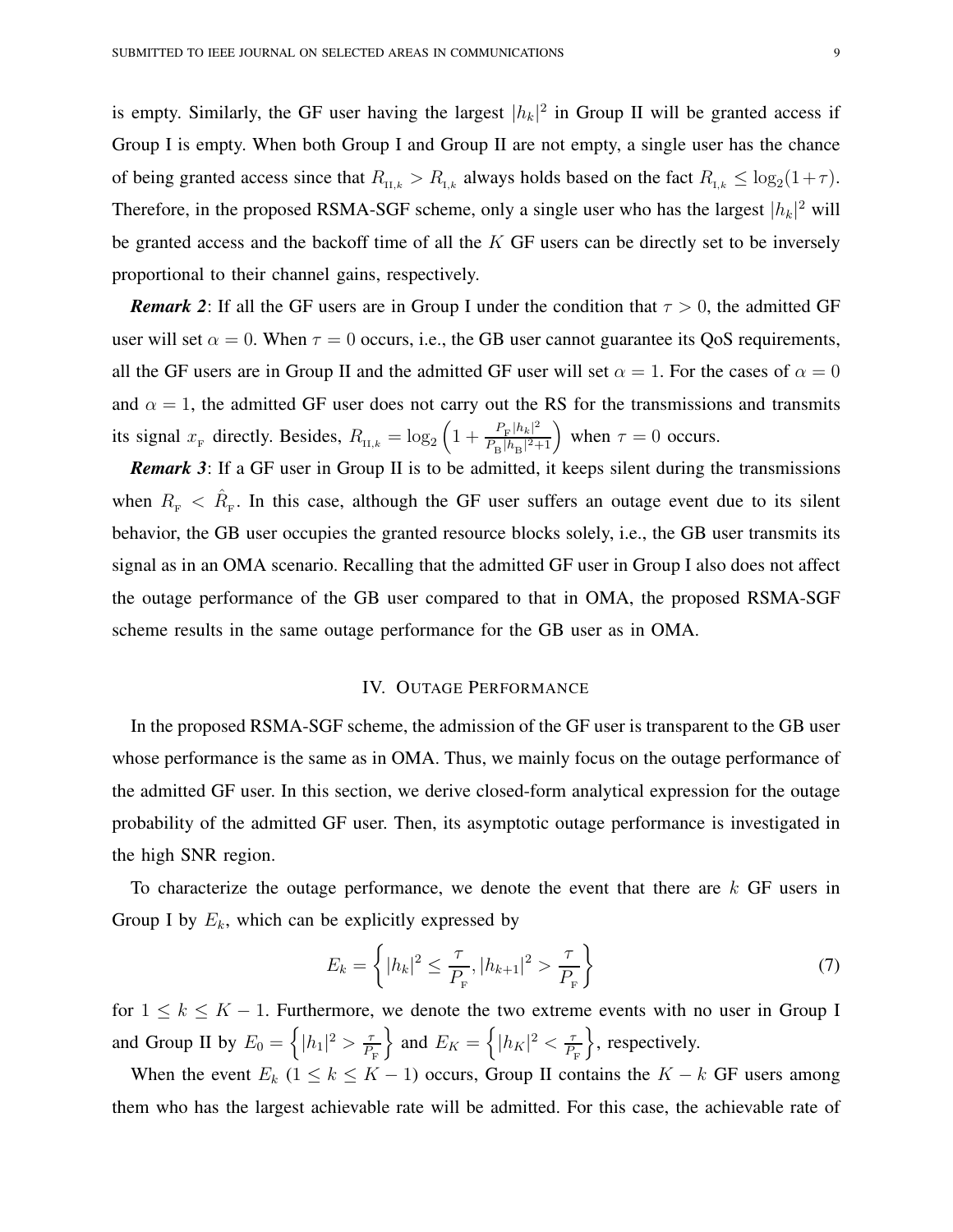is empty. Similarly, the GF user having the largest $|h_k|^2$ in Group II will be granted access if Group I is empty. When both Group I and Group II are not empty, a single user has the chance of being granted access since that $R_{\text{II},k} > R_{\text{I},k}$ always holds based on the fact $R_{\text{I},k} \leq \log_2(1+\tau)$. Therefore, in the proposed RSMA-SGF scheme, only a single user who has the largest $|h_k|^2$ will be granted access and the backoff time of all the $K$ GF users can be directly set to be inversely proportional to their channel gains, respectively.

***Remark 2***: If all the GF users are in Group I under the condition that $\tau > 0$, the admitted GF user will set $\alpha = 0$. When $\tau = 0$ occurs, i.e., the GB user cannot guarantee its QoS requirements, all the GF users are in Group II and the admitted GF user will set $\alpha = 1$. For the cases of $\alpha = 0$ and $\alpha = 1$, the admitted GF user does not carry out the RS for the transmissions and transmits its signal $x_{\text{F}}$ directly. Besides, $R_{\text{II},k} = \log_2\left(1 + \frac{P_{\text{F}}|h_k|^2}{P_{\text{B}}|h_{\text{B}}|^2+1}\right)$ when $\tau = 0$ occurs.

***Remark 3***: If a GF user in Group II is to be admitted, it keeps silent during the transmissions when $R_{\text{F}} < \hat{R}_{\text{F}}$. In this case, although the GF user suffers an outage event due to its silent behavior, the GB user occupies the granted resource blocks solely, i.e., the GB user transmits its signal as in an OMA scenario. Recalling that the admitted GF user in Group I also does not affect the outage performance of the GB user compared to that in OMA, the proposed RSMA-SGF scheme results in the same outage performance for the GB user as in OMA.

## IV. Outage Performance

In the proposed RSMA-SGF scheme, the admission of the GF user is transparent to the GB user whose performance is the same as in OMA. Thus, we mainly focus on the outage performance of the admitted GF user. In this section, we derive closed-form analytical expression for the outage probability of the admitted GF user. Then, its asymptotic outage performance is investigated in the high SNR region.

To characterize the outage performance, we denote the event that there are $k$ GF users in Group I by $E_k$, which can be explicitly expressed by

$$E_k = \left\{ |h_k|^2 \leq \frac{\tau}{P_{\text{F}}}, |h_{k+1}|^2 > \frac{\tau}{P_{\text{F}}} \right\} \tag{7}$$

for $1 \leq k \leq K-1$. Furthermore, we denote the two extreme events with no user in Group I and Group II by $E_0 = \left\{ |h_1|^2 > \frac{\tau}{P_{\text{F}}} \right\}$ and $E_K = \left\{ |h_K|^2 < \frac{\tau}{P_{\text{F}}} \right\}$, respectively.

When the event $E_k$ ($1 \leq k \leq K-1$) occurs, Group II contains the $K-k$ GF users among them who has the largest achievable rate will be admitted. For this case, the achievable rate of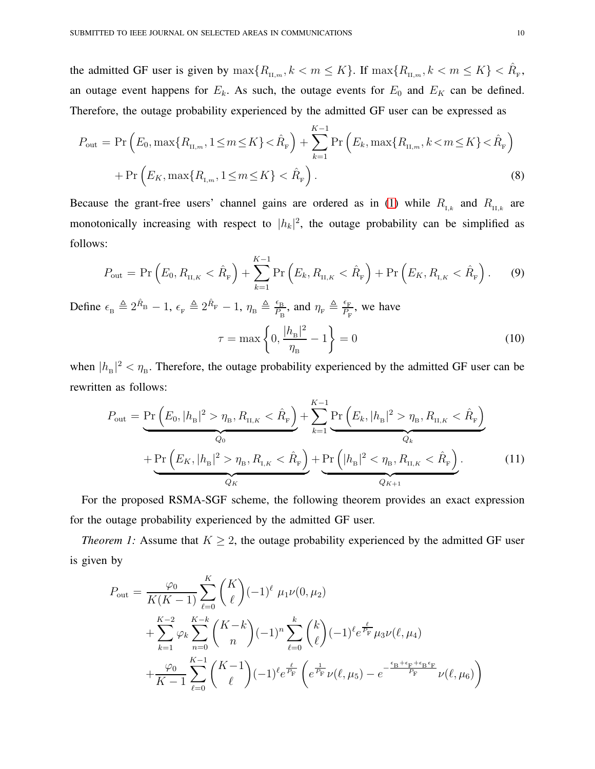the admitted GF user is given by $\max\{R_{\text{II},m}, k < m \leq K\}$. If $\max\{R_{\text{II},m}, k < m \leq K\} < \hat{R}_{\text{F}}$, an outage event happens for $E_k$. As such, the outage events for $E_0$ and $E_K$ can be defined. Therefore, the outage probability experienced by the admitted GF user can be expressed as

$$
\begin{aligned}
P_{\text{out}} = & \Pr\left(E_0, \max\{R_{\text{II},m}, 1 \leq m \leq K\} < \hat{R}_{\text{F}}\right) + \sum_{k=1}^{K-1} \Pr\left(E_k, \max\{R_{\text{II},m}, k < m \leq K\} < \hat{R}_{\text{F}}\right) \\
& + \Pr\left(E_K, \max\{R_{\text{I},m}, 1 \leq m \leq K\} < \hat{R}_{\text{F}}\right).
\end{aligned} \tag{8}
$$

Because the grant-free users' channel gains are ordered as in (1) while $R_{\text{I},k}$ and $R_{\text{II},k}$ are monotonically increasing with respect to $|h_k|^2$, the outage probability can be simplified as follows:

$$
P_{\text{out}} = \Pr\left(E_0, R_{\text{II},K} < \hat{R}_{\text{F}}\right) + \sum_{k=1}^{K-1} \Pr\left(E_k, R_{\text{II},K} < \hat{R}_{\text{F}}\right) + \Pr\left(E_K, R_{\text{I},K} < \hat{R}_{\text{F}}\right). \tag{9}
$$

Define $\epsilon_{\text{B}} \triangleq 2^{\hat{R}_{\text{B}}} - 1$, $\epsilon_{\text{F}} \triangleq 2^{\hat{R}_{\text{F}}} - 1$, $\eta_{\text{B}} \triangleq \frac{\epsilon_{\text{B}}}{P_{\text{B}}}$, and $\eta_{\text{F}} \triangleq \frac{\epsilon_{\text{F}}}{P_{\text{F}}}$, we have

$$
\tau = \max\left\{0, \frac{|h_{\text{B}}|^2}{\eta_{\text{B}}} - 1\right\} = 0 \tag{10}
$$

when $|h_{\text{B}}|^2 < \eta_{\text{B}}$. Therefore, the outage probability experienced by the admitted GF user can be rewritten as follows:

$$
\begin{aligned}
P_{\text{out}} = & \underbrace{\Pr\left(E_0, |h_{\text{B}}|^2 > \eta_{\text{B}}, R_{\text{II},K} < \hat{R}_{\text{F}}\right)}_{Q_0} + \sum_{k=1}^{K-1} \underbrace{\Pr\left(E_k, |h_{\text{B}}|^2 > \eta_{\text{B}}, R_{\text{II},K} < \hat{R}_{\text{F}}\right)}_{Q_k} \\
& + \underbrace{\Pr\left(E_K, |h_{\text{B}}|^2 > \eta_{\text{B}}, R_{\text{I},K} < \hat{R}_{\text{F}}\right)}_{Q_K} + \underbrace{\Pr\left(|h_{\text{B}}|^2 < \eta_{\text{B}}, R_{\text{II},K} < \hat{R}_{\text{F}}\right)}_{Q_{K+1}}.
\end{aligned} \tag{11}
$$

For the proposed RSMA-SGF scheme, the following theorem provides an exact expression for the outage probability experienced by the admitted GF user.

*Theorem 1:* Assume that $K \geq 2$, the outage probability experienced by the admitted GF user is given by

$$
\begin{aligned}
P_{\text{out}} = & \frac{\varphi_0}{K(K-1)} \sum_{\ell=0}^{K} \binom{K}{\ell} (-1)^{\ell} \, \mu_1 \nu(0, \mu_2) \\
& + \sum_{k=1}^{K-2} \varphi_k \sum_{n=0}^{K-k} \binom{K-k}{n} (-1)^n \sum_{\ell=0}^{k} \binom{k}{\ell} (-1)^{\ell} e^{\frac{\ell}{P_{\text{F}}}} \mu_3 \nu(\ell, \mu_4) \\
& + \frac{\varphi_0}{K-1} \sum_{\ell=0}^{K-1} \binom{K-1}{\ell} (-1)^{\ell} e^{\frac{\ell}{P_{\text{F}}}} \left( e^{\frac{1}{P_{\text{F}}}} \nu(\ell, \mu_5) - e^{-\frac{\epsilon_{\text{B}} + \epsilon_{\text{F}} + \epsilon_{\text{B}}\epsilon_{\text{F}}}{P_{\text{F}}}} \nu(\ell, \mu_6) \right)
\end{aligned}
$$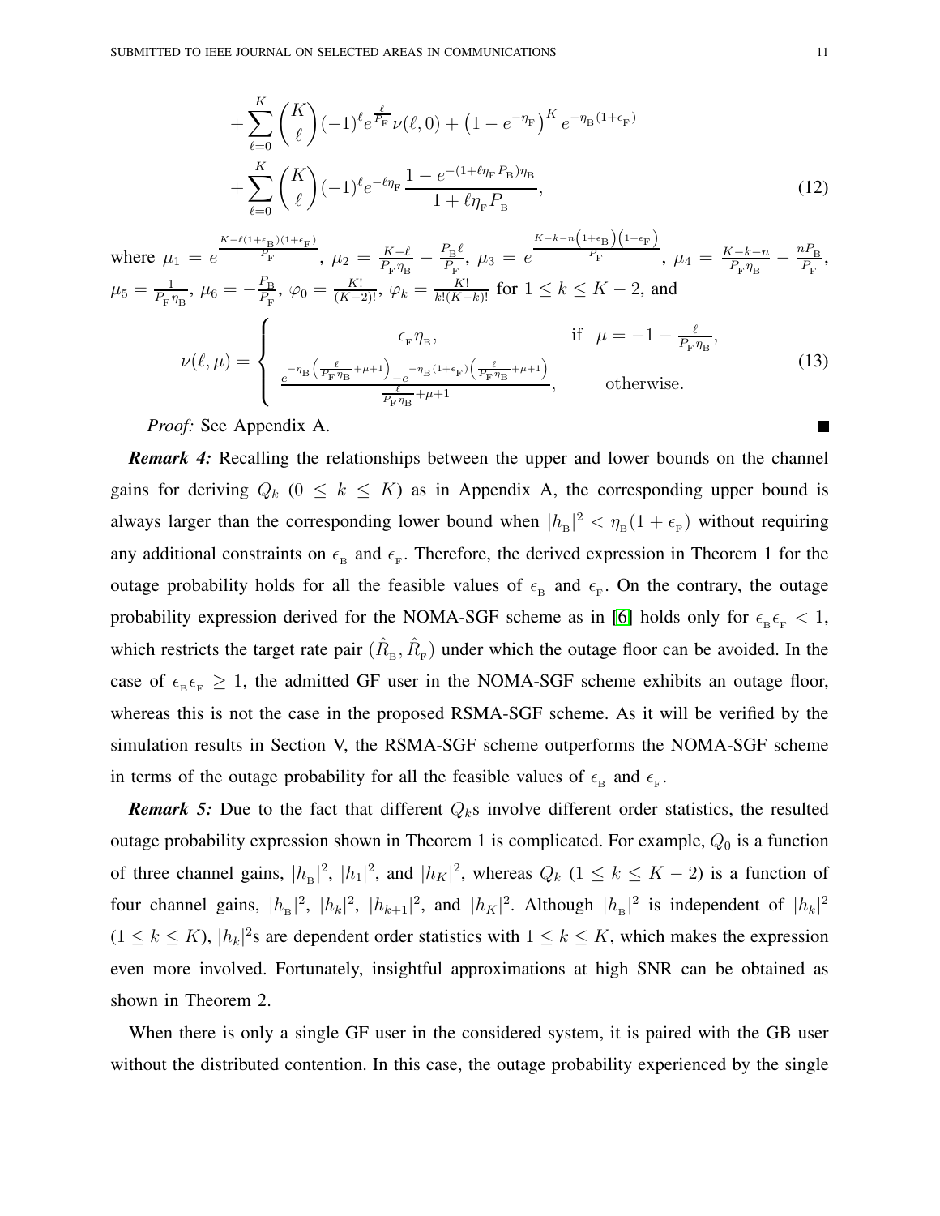$$
+\sum_{\ell=0}^{K}\binom{K}{\ell}(-1)^{\ell}e^{\frac{\ell}{P_{\rm F}}}\nu(\ell,0)+\left(1-e^{-\eta_{\rm F}}\right)^{K}e^{-\eta_{\rm B}(1+\epsilon_{\rm F})}
$$

$$
+\sum_{\ell=0}^{K}\binom{K}{\ell}(-1)^{\ell}e^{-\ell\eta_{\rm F}}\frac{1-e^{-(1+\ell\eta_{\rm F}P_{\rm B})\eta_{\rm B}}}{1+\ell\eta_{\rm F}P_{\rm B}}, \tag{12}
$$

where $\mu_1 = e^{\frac{K-\ell(1+\epsilon_{\rm B})(1+\epsilon_{\rm F})}{P_{\rm F}}}$, $\mu_2 = \frac{K-\ell}{P_{\rm F}\eta_{\rm B}} - \frac{P_{\rm B}\ell}{P_{\rm F}}$, $\mu_3 = e^{\frac{K-k-n\left(1+\epsilon_{\rm B}\right)\left(1+\epsilon_{\rm F}\right)}{P_{\rm F}}}$, $\mu_4 = \frac{K-k-n}{P_{\rm F}\eta_{\rm B}} - \frac{nP_{\rm B}}{P_{\rm F}}$, $\mu_5 = \frac{1}{P_{\rm F}\eta_{\rm B}}$, $\mu_6 = -\frac{P_{\rm B}}{P_{\rm F}}$, $\varphi_0 = \frac{K!}{(K-2)!}$, $\varphi_k = \frac{K!}{k!(K-k)!}$ for $1 \le k \le K-2$, and

$$
\nu(\ell,\mu) = \begin{cases} \epsilon_{\rm F}\eta_{\rm B}, & \text{if} \quad \mu = -1-\frac{\ell}{P_{\rm F}\eta_{\rm B}}, \\ \frac{e^{-\eta_{\rm B}\left(\frac{\ell}{P_{\rm F}\eta_{\rm B}}+\mu+1\right)}-e^{-\eta_{\rm B}(1+\epsilon_{\rm F})\left(\frac{\ell}{P_{\rm F}\eta_{\rm B}}+\mu+1\right)}}{\frac{\ell}{P_{\rm F}\eta_{\rm B}}+\mu+1}, & \text{otherwise.} \end{cases} \tag{13}
$$

*Proof:* See Appendix A. ■

***Remark 4:*** Recalling the relationships between the upper and lower bounds on the channel gains for deriving $Q_k$ ($0 \le k \le K$) as in Appendix A, the corresponding upper bound is always larger than the corresponding lower bound when $|h_{\rm B}|^2 < \eta_{\rm B}(1+\epsilon_{\rm F})$ without requiring any additional constraints on $\epsilon_{\rm B}$ and $\epsilon_{\rm F}$. Therefore, the derived expression in Theorem 1 for the outage probability holds for all the feasible values of $\epsilon_{\rm B}$ and $\epsilon_{\rm F}$. On the contrary, the outage probability expression derived for the NOMA-SGF scheme as in [6] holds only for $\epsilon_{\rm B}\epsilon_{\rm F} < 1$, which restricts the target rate pair $(\hat{R}_{\rm B}, \hat{R}_{\rm F})$ under which the outage floor can be avoided. In the case of $\epsilon_{\rm B}\epsilon_{\rm F} \ge 1$, the admitted GF user in the NOMA-SGF scheme exhibits an outage floor, whereas this is not the case in the proposed RSMA-SGF scheme. As it will be verified by the simulation results in Section V, the RSMA-SGF scheme outperforms the NOMA-SGF scheme in terms of the outage probability for all the feasible values of $\epsilon_{\rm B}$ and $\epsilon_{\rm F}$.

***Remark 5:*** Due to the fact that different $Q_k$s involve different order statistics, the resulted outage probability expression shown in Theorem 1 is complicated. For example, $Q_0$ is a function of three channel gains, $|h_{\rm B}|^2$, $|h_1|^2$, and $|h_K|^2$, whereas $Q_k$ ($1 \le k \le K-2$) is a function of four channel gains, $|h_{\rm B}|^2$, $|h_k|^2$, $|h_{k+1}|^2$, and $|h_K|^2$. Although $|h_{\rm B}|^2$ is independent of $|h_k|^2$ ($1 \le k \le K$), $|h_k|^2$s are dependent order statistics with $1 \le k \le K$, which makes the expression even more involved. Fortunately, insightful approximations at high SNR can be obtained as shown in Theorem 2.

When there is only a single GF user in the considered system, it is paired with the GB user without the distributed contention. In this case, the outage probability experienced by the single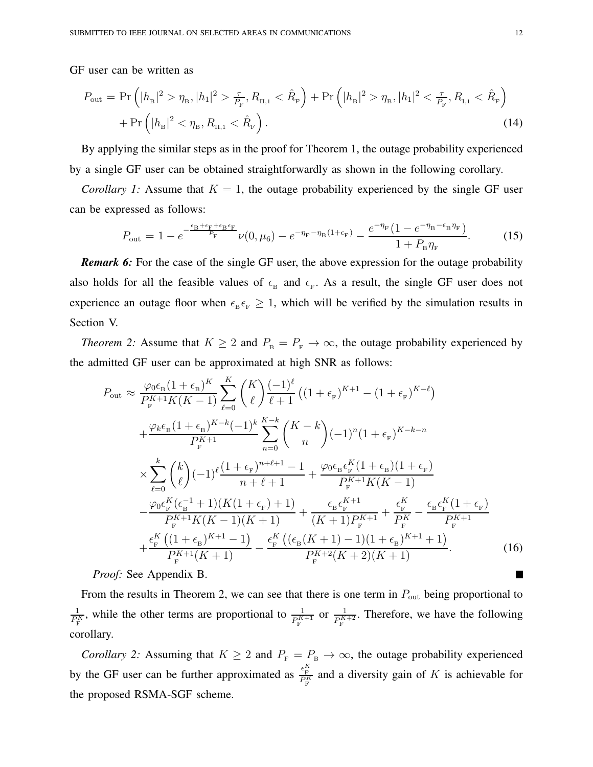GF user can be written as

$$
\begin{aligned}
P_{\text{out}} = &\Pr\left(|h_{\text{B}}|^2 > \eta_{\text{B}}, |h_1|^2 > \tfrac{\tau}{P_{\text{F}}}, R_{\text{II},1} < \hat{R}_{\text{F}}\right) + \Pr\left(|h_{\text{B}}|^2 > \eta_{\text{B}}, |h_1|^2 < \tfrac{\tau}{P_{\text{F}}}, R_{\text{I},1} < \hat{R}_{\text{F}}\right) \\
&+ \Pr\left(|h_{\text{B}}|^2 < \eta_{\text{B}}, R_{\text{II},1} < \hat{R}_{\text{F}}\right). \qquad (14)
\end{aligned}
$$

By applying the similar steps as in the proof for Theorem 1, the outage probability experienced by a single GF user can be obtained straightforwardly as shown in the following corollary.

*Corollary 1:* Assume that $K = 1$, the outage probability experienced by the single GF user can be expressed as follows:

$$
P_{\text{out}} = 1 - e^{-\frac{\epsilon_{\text{B}}+\epsilon_{\text{F}}+\epsilon_{\text{B}}\epsilon_{\text{F}}}{P_{\text{F}}}} \nu(0, \mu_6) - e^{-\eta_{\text{F}} - \eta_{\text{B}}(1+\epsilon_{\text{F}})} - \frac{e^{-\eta_{\text{F}}}\left(1 - e^{-\eta_{\text{B}} - \epsilon_{\text{B}}\eta_{\text{F}}}\right)}{1 + P_{\text{B}}\eta_{\text{F}}}. \qquad (15)
$$

***Remark 6:*** For the case of the single GF user, the above expression for the outage probability also holds for all the feasible values of $\epsilon_{\text{B}}$ and $\epsilon_{\text{F}}$. As a result, the single GF user does not experience an outage floor when $\epsilon_{\text{B}}\epsilon_{\text{F}} \geq 1$, which will be verified by the simulation results in Section V.

*Theorem 2:* Assume that $K \geq 2$ and $P_{\text{B}} = P_{\text{F}} \to \infty$, the outage probability experienced by the admitted GF user can be approximated at high SNR as follows:

$$
\begin{aligned}
P_{\text{out}} \approx &\frac{\varphi_0 \epsilon_{\text{B}}(1+\epsilon_{\text{B}})^K}{P_{\text{F}}^{K+1} K(K-1)} \sum_{\ell=0}^{K} \binom{K}{\ell} \frac{(-1)^\ell}{\ell+1} \left((1+\epsilon_{\text{F}})^{K+1} - (1+\epsilon_{\text{F}})^{K-\ell}\right) \\
&+ \frac{\varphi_k \epsilon_{\text{B}}(1+\epsilon_{\text{B}})^{K-k}(-1)^k}{P_{\text{F}}^{K+1}} \sum_{n=0}^{K-k} \binom{K-k}{n} (-1)^n (1+\epsilon_{\text{F}})^{K-k-n} \\
&\times \sum_{\ell=0}^{k} \binom{k}{\ell} (-1)^\ell \frac{(1+\epsilon_{\text{F}})^{n+\ell+1} - 1}{n+\ell+1} + \frac{\varphi_0 \epsilon_{\text{B}} \epsilon_{\text{F}}^K (1+\epsilon_{\text{B}})(1+\epsilon_{\text{F}})}{P_{\text{F}}^{K+1} K(K-1)} \\
&- \frac{\varphi_0 \epsilon_{\text{F}}^K (\epsilon_{\text{B}}^{-1}+1)(K(1+\epsilon_{\text{F}})+1)}{P_{\text{F}}^{K+1} K(K-1)(K+1)} + \frac{\epsilon_{\text{B}} \epsilon_{\text{F}}^{K+1}}{(K+1) P_{\text{F}}^{K+1}} + \frac{\epsilon_{\text{F}}^K}{P_{\text{F}}^K} - \frac{\epsilon_{\text{B}} \epsilon_{\text{F}}^K (1+\epsilon_{\text{F}})}{P_{\text{F}}^{K+1}} \\
&+ \frac{\epsilon_{\text{F}}^K \left((1+\epsilon_{\text{B}})^{K+1} - 1\right)}{P_{\text{F}}^{K+1}(K+1)} - \frac{\epsilon_{\text{F}}^K \left((\epsilon_{\text{B}}(K+1)-1)(1+\epsilon_{\text{B}})^{K+1} + 1\right)}{P_{\text{F}}^{K+2}(K+2)(K+1)}. \qquad (16)
\end{aligned}
$$

*Proof:* See Appendix B. ∎

From the results in Theorem 2, we can see that there is one term in $P_{\text{out}}$ being proportional to $\frac{1}{P_{\text{F}}^K}$, while the other terms are proportional to $\frac{1}{P_{\text{F}}^{K+1}}$ or $\frac{1}{P_{\text{F}}^{K+2}}$. Therefore, we have the following corollary.

*Corollary 2:* Assuming that $K \geq 2$ and $P_{\text{F}} = P_{\text{B}} \to \infty$, the outage probability experienced by the GF user can be further approximated as $\frac{\epsilon_{\text{F}}^K}{P_{\text{F}}^K}$ and a diversity gain of $K$ is achievable for the proposed RSMA-SGF scheme.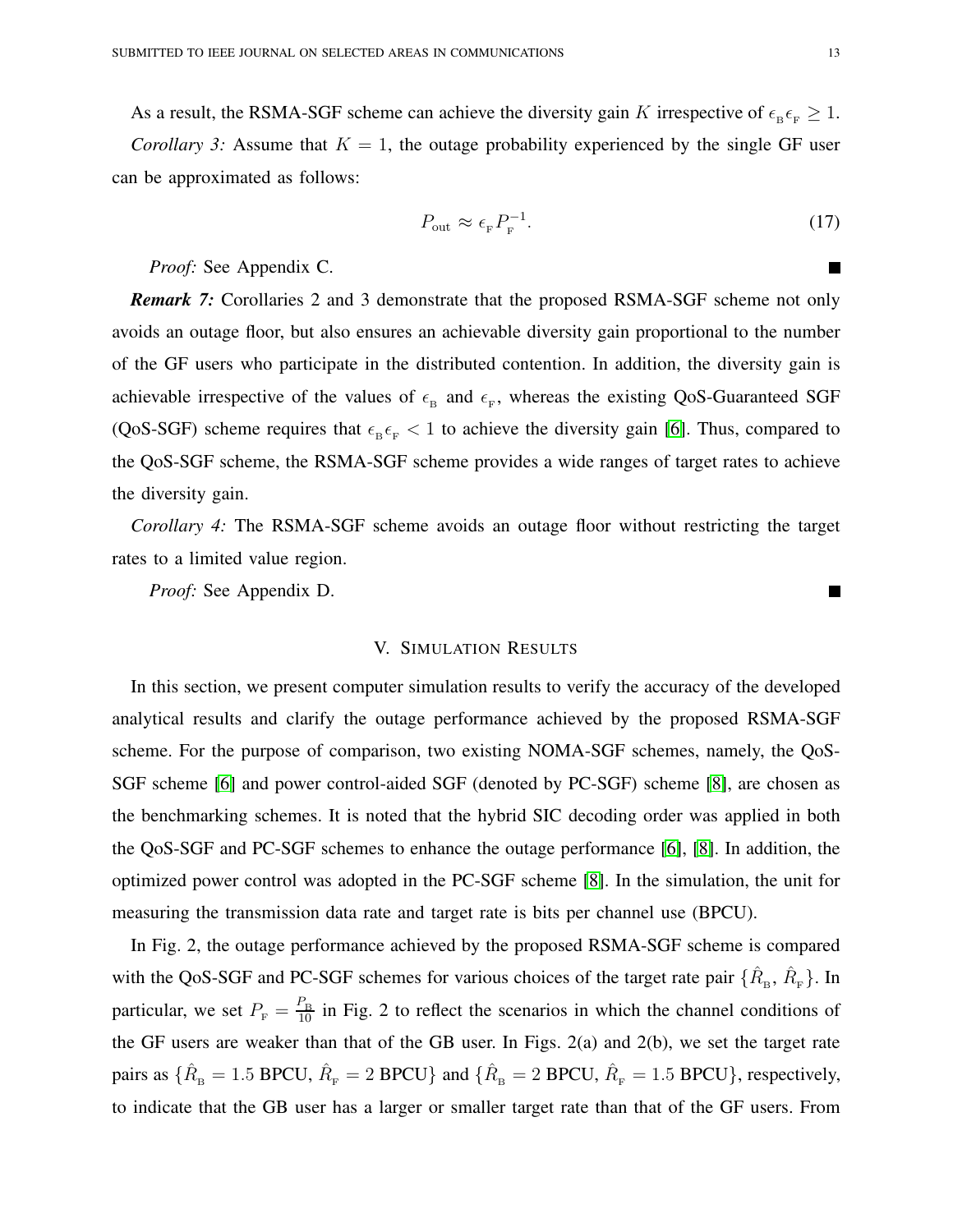As a result, the RSMA-SGF scheme can achieve the diversity gain $K$ irrespective of $\epsilon_{\mathrm{B}}\epsilon_{\mathrm{F}} \geq 1$.

*Corollary 3:* Assume that $K = 1$, the outage probability experienced by the single GF user can be approximated as follows:

$$P_{\text{out}} \approx \epsilon_{\mathrm{F}} P_{\mathrm{F}}^{-1}. \tag{17}$$

*Proof:* See Appendix C. ■

***Remark 7:*** Corollaries 2 and 3 demonstrate that the proposed RSMA-SGF scheme not only avoids an outage floor, but also ensures an achievable diversity gain proportional to the number of the GF users who participate in the distributed contention. In addition, the diversity gain is achievable irrespective of the values of $\epsilon_{\mathrm{B}}$ and $\epsilon_{\mathrm{F}}$, whereas the existing QoS-Guaranteed SGF (QoS-SGF) scheme requires that $\epsilon_{\mathrm{B}}\epsilon_{\mathrm{F}} < 1$ to achieve the diversity gain [6]. Thus, compared to the QoS-SGF scheme, the RSMA-SGF scheme provides a wide ranges of target rates to achieve the diversity gain.

*Corollary 4:* The RSMA-SGF scheme avoids an outage floor without restricting the target rates to a limited value region.

*Proof:* See Appendix D. ■

## V. Simulation Results

In this section, we present computer simulation results to verify the accuracy of the developed analytical results and clarify the outage performance achieved by the proposed RSMA-SGF scheme. For the purpose of comparison, two existing NOMA-SGF schemes, namely, the QoS-SGF scheme [6] and power control-aided SGF (denoted by PC-SGF) scheme [8], are chosen as the benchmarking schemes. It is noted that the hybrid SIC decoding order was applied in both the QoS-SGF and PC-SGF schemes to enhance the outage performance [6], [8]. In addition, the optimized power control was adopted in the PC-SGF scheme [8]. In the simulation, the unit for measuring the transmission data rate and target rate is bits per channel use (BPCU).

In Fig. 2, the outage performance achieved by the proposed RSMA-SGF scheme is compared with the QoS-SGF and PC-SGF schemes for various choices of the target rate pair $\{\hat{R}_{\mathrm{B}}, \hat{R}_{\mathrm{F}}\}$. In particular, we set $P_{\mathrm{F}} = \frac{P_{\mathrm{B}}}{10}$ in Fig. 2 to reflect the scenarios in which the channel conditions of the GF users are weaker than that of the GB user. In Figs. 2(a) and 2(b), we set the target rate pairs as $\{\hat{R}_{\mathrm{B}} = 1.5$ BPCU, $\hat{R}_{\mathrm{F}} = 2$ BPCU$\}$ and $\{\hat{R}_{\mathrm{B}} = 2$ BPCU, $\hat{R}_{\mathrm{F}} = 1.5$ BPCU$\}$, respectively, to indicate that the GB user has a larger or smaller target rate than that of the GF users. From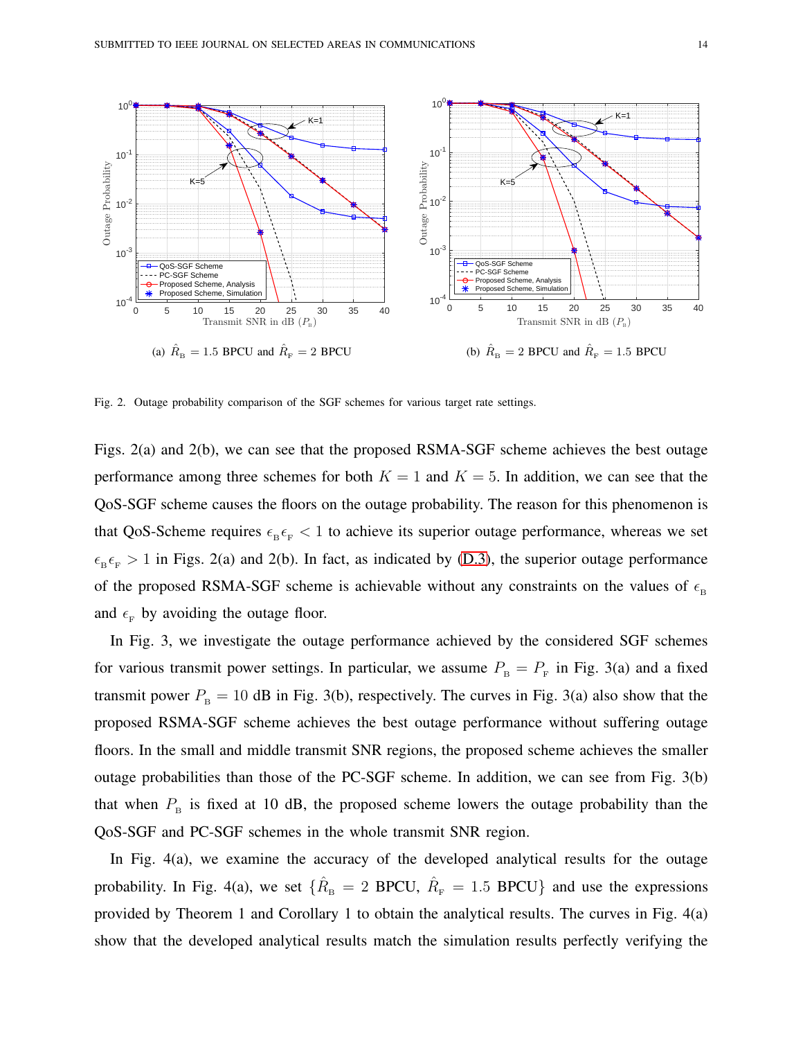(a) $\hat{R}_{\text{B}} = 1.5$ BPCU and $\hat{R}_{\text{F}} = 2$ BPCU

(b) $\hat{R}_{\text{B}} = 2$ BPCU and $\hat{R}_{\text{F}} = 1.5$ BPCU

Fig. 2. Outage probability comparison of the SGF schemes for various target rate settings.

Figs. 2(a) and 2(b), we can see that the proposed RSMA-SGF scheme achieves the best outage performance among three schemes for both $K = 1$ and $K = 5$. In addition, we can see that the QoS-SGF scheme causes the floors on the outage probability. The reason for this phenomenon is that QoS-Scheme requires $\epsilon_{\text{B}}\epsilon_{\text{F}} < 1$ to achieve its superior outage performance, whereas we set $\epsilon_{\text{B}}\epsilon_{\text{F}} > 1$ in Figs. 2(a) and 2(b). In fact, as indicated by (D.3), the superior outage performance of the proposed RSMA-SGF scheme is achievable without any constraints on the values of $\epsilon_{\text{B}}$ and $\epsilon_{\text{F}}$ by avoiding the outage floor.

In Fig. 3, we investigate the outage performance achieved by the considered SGF schemes for various transmit power settings. In particular, we assume $P_{\text{B}} = P_{\text{F}}$ in Fig. 3(a) and a fixed transmit power $P_{\text{B}} = 10$ dB in Fig. 3(b), respectively. The curves in Fig. 3(a) also show that the proposed RSMA-SGF scheme achieves the best outage performance without suffering outage floors. In the small and middle transmit SNR regions, the proposed scheme achieves the smaller outage probabilities than those of the PC-SGF scheme. In addition, we can see from Fig. 3(b) that when $P_{\text{B}}$ is fixed at 10 dB, the proposed scheme lowers the outage probability than the QoS-SGF and PC-SGF schemes in the whole transmit SNR region.

In Fig. 4(a), we examine the accuracy of the developed analytical results for the outage probability. In Fig. 4(a), we set $\{\hat{R}_{\text{B}} = 2$ BPCU, $\hat{R}_{\text{F}} = 1.5$ BPCU$\}$ and use the expressions provided by Theorem 1 and Corollary 1 to obtain the analytical results. The curves in Fig. 4(a) show that the developed analytical results match the simulation results perfectly verifying the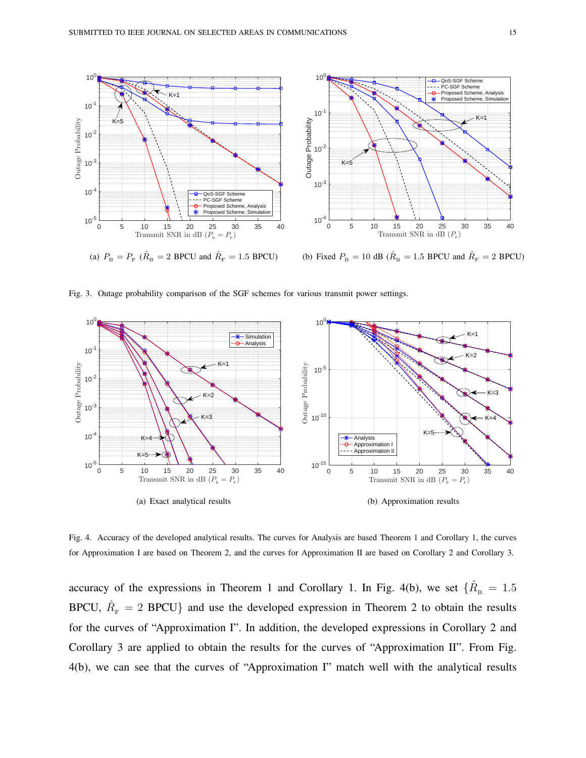(a) $P_{\rm B} = P_{\rm F}$ ($\hat{R}_{\rm B} = 2$ BPCU and $\hat{R}_{\rm F} = 1.5$ BPCU)

(b) Fixed $P_{\rm B} = 10$ dB ($\hat{R}_{\rm B} = 1.5$ BPCU and $\hat{R}_{\rm F} = 2$ BPCU)

Fig. 3. Outage probability comparison of the SGF schemes for various transmit power settings.

(a) Exact analytical results

(b) Approximation results

Fig. 4. Accuracy of the developed analytical results. The curves for Analysis are based Theorem 1 and Corollary 1, the curves for Approximation I are based on Theorem 2, and the curves for Approximation II are based on Corollary 2 and Corollary 3.

accuracy of the expressions in Theorem 1 and Corollary 1. In Fig. 4(b), we set $\{\hat{R}_{\rm B} = 1.5$ BPCU, $\hat{R}_{\rm F} = 2$ BPCU$\}$ and use the developed expression in Theorem 2 to obtain the results for the curves of "Approximation I". In addition, the developed expressions in Corollary 2 and Corollary 3 are applied to obtain the results for the curves of "Approximation II". From Fig. 4(b), we can see that the curves of "Approximation I" match well with the analytical results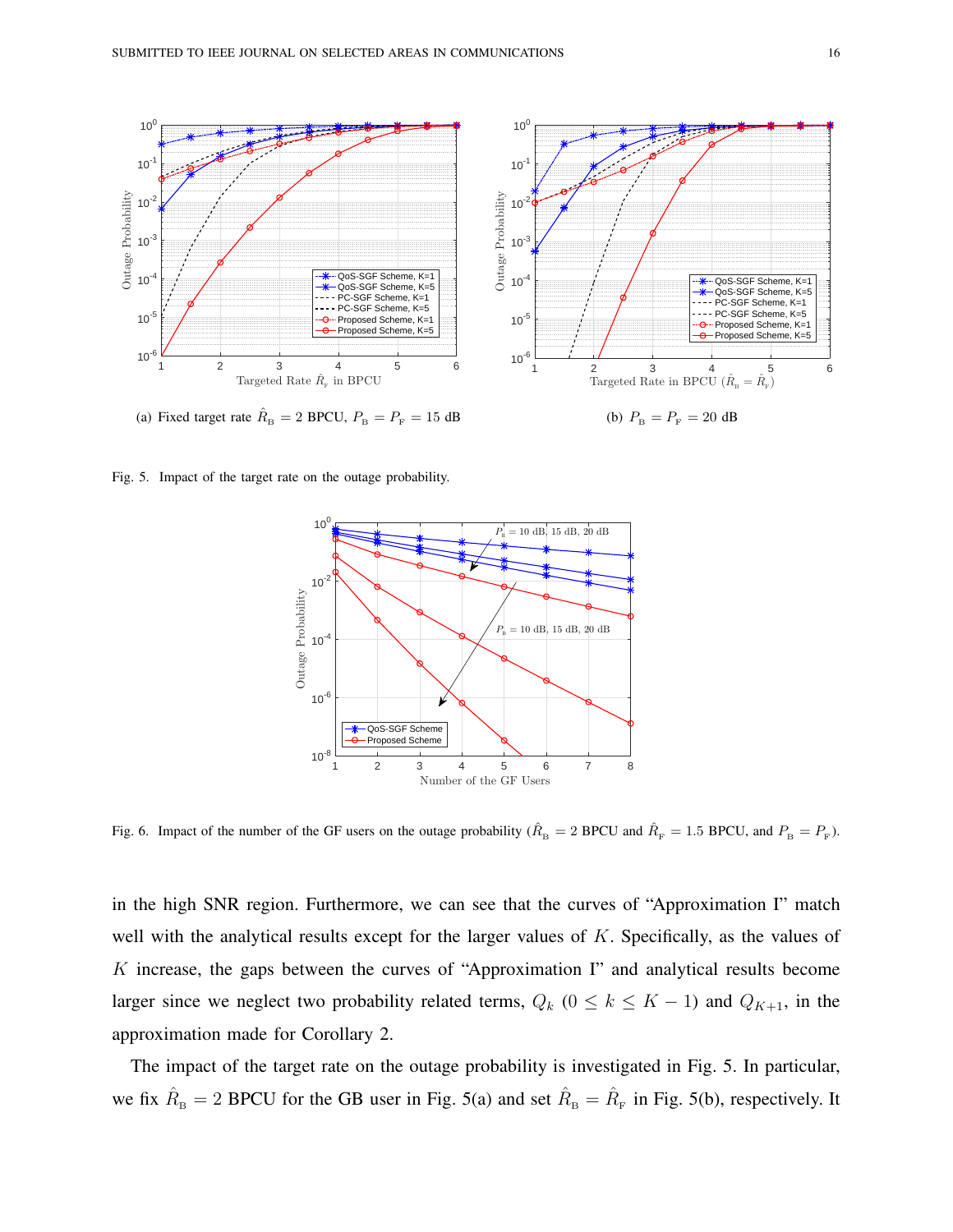(a) Fixed target rate $\hat{R}_{\rm B} = 2$ BPCU, $P_{\rm B} = P_{\rm F} = 15$ dB

(b) $P_{\rm B} = P_{\rm F} = 20$ dB

Fig. 5. Impact of the target rate on the outage probability.

Fig. 6. Impact of the number of the GF users on the outage probability ($\hat{R}_{\rm B} = 2$ BPCU and $\hat{R}_{\rm F} = 1.5$ BPCU, and $P_{\rm B} = P_{\rm F}$).

in the high SNR region. Furthermore, we can see that the curves of "Approximation I" match well with the analytical results except for the larger values of $K$. Specifically, as the values of $K$ increase, the gaps between the curves of "Approximation I" and analytical results become larger since we neglect two probability related terms, $Q_k$ $(0 \leq k \leq K-1)$ and $Q_{K+1}$, in the approximation made for Corollary 2.

The impact of the target rate on the outage probability is investigated in Fig. 5. In particular, we fix $\hat{R}_{\rm B} = 2$ BPCU for the GB user in Fig. 5(a) and set $\hat{R}_{\rm B} = \hat{R}_{\rm F}$ in Fig. 5(b), respectively. It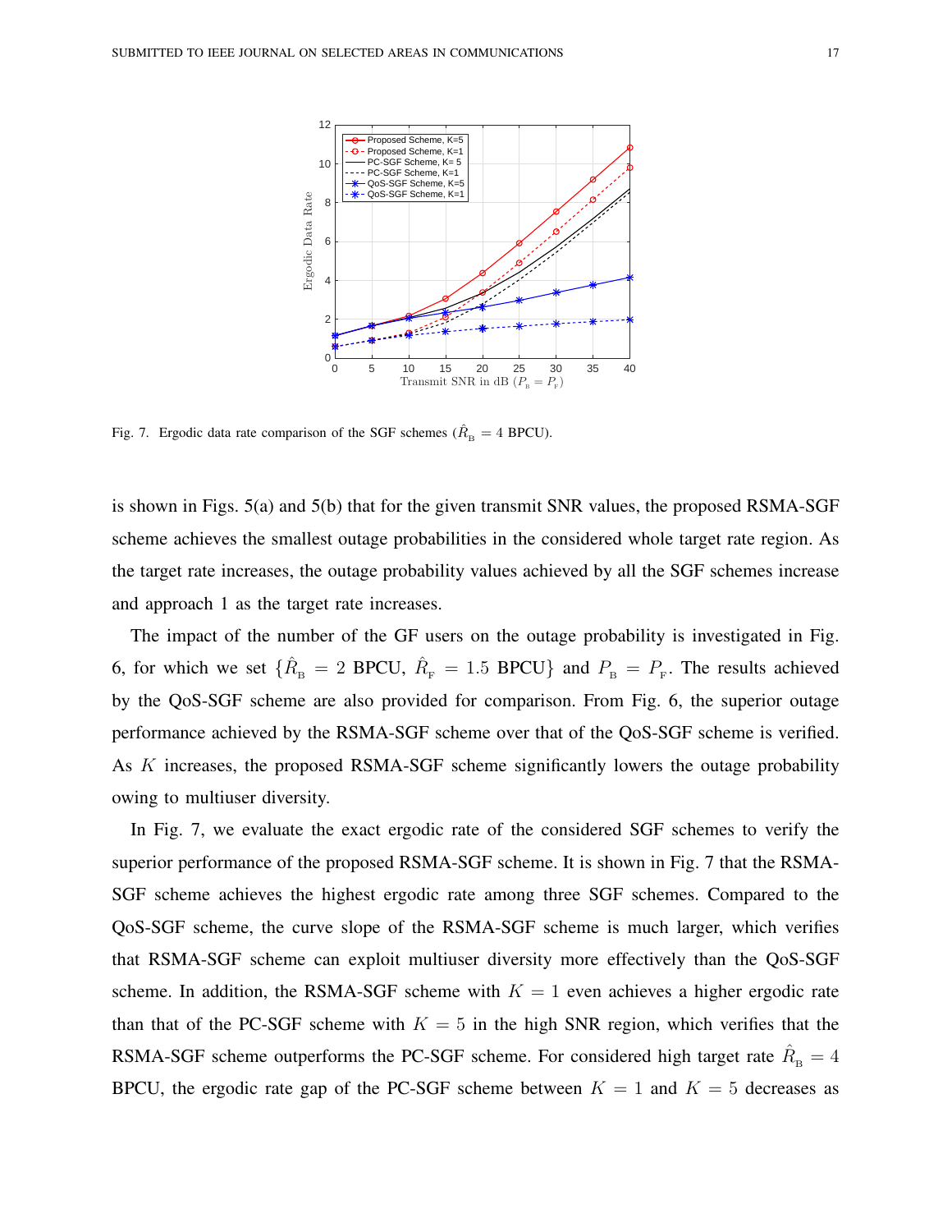Fig. 7. Ergodic data rate comparison of the SGF schemes ($\hat{R}_{\text{B}} = 4$ BPCU).

is shown in Figs. 5(a) and 5(b) that for the given transmit SNR values, the proposed RSMA-SGF scheme achieves the smallest outage probabilities in the considered whole target rate region. As the target rate increases, the outage probability values achieved by all the SGF schemes increase and approach 1 as the target rate increases.

The impact of the number of the GF users on the outage probability is investigated in Fig. 6, for which we set $\{\hat{R}_{\text{B}} = 2$ BPCU, $\hat{R}_{\text{F}} = 1.5$ BPCU$\}$ and $P_{\text{B}} = P_{\text{F}}$. The results achieved by the QoS-SGF scheme are also provided for comparison. From Fig. 6, the superior outage performance achieved by the RSMA-SGF scheme over that of the QoS-SGF scheme is verified. As $K$ increases, the proposed RSMA-SGF scheme significantly lowers the outage probability owing to multiuser diversity.

In Fig. 7, we evaluate the exact ergodic rate of the considered SGF schemes to verify the superior performance of the proposed RSMA-SGF scheme. It is shown in Fig. 7 that the RSMA-SGF scheme achieves the highest ergodic rate among three SGF schemes. Compared to the QoS-SGF scheme, the curve slope of the RSMA-SGF scheme is much larger, which verifies that RSMA-SGF scheme can exploit multiuser diversity more effectively than the QoS-SGF scheme. In addition, the RSMA-SGF scheme with $K = 1$ even achieves a higher ergodic rate than that of the PC-SGF scheme with $K = 5$ in the high SNR region, which verifies that the RSMA-SGF scheme outperforms the PC-SGF scheme. For considered high target rate $\hat{R}_{\text{B}} = 4$ BPCU, the ergodic rate gap of the PC-SGF scheme between $K = 1$ and $K = 5$ decreases as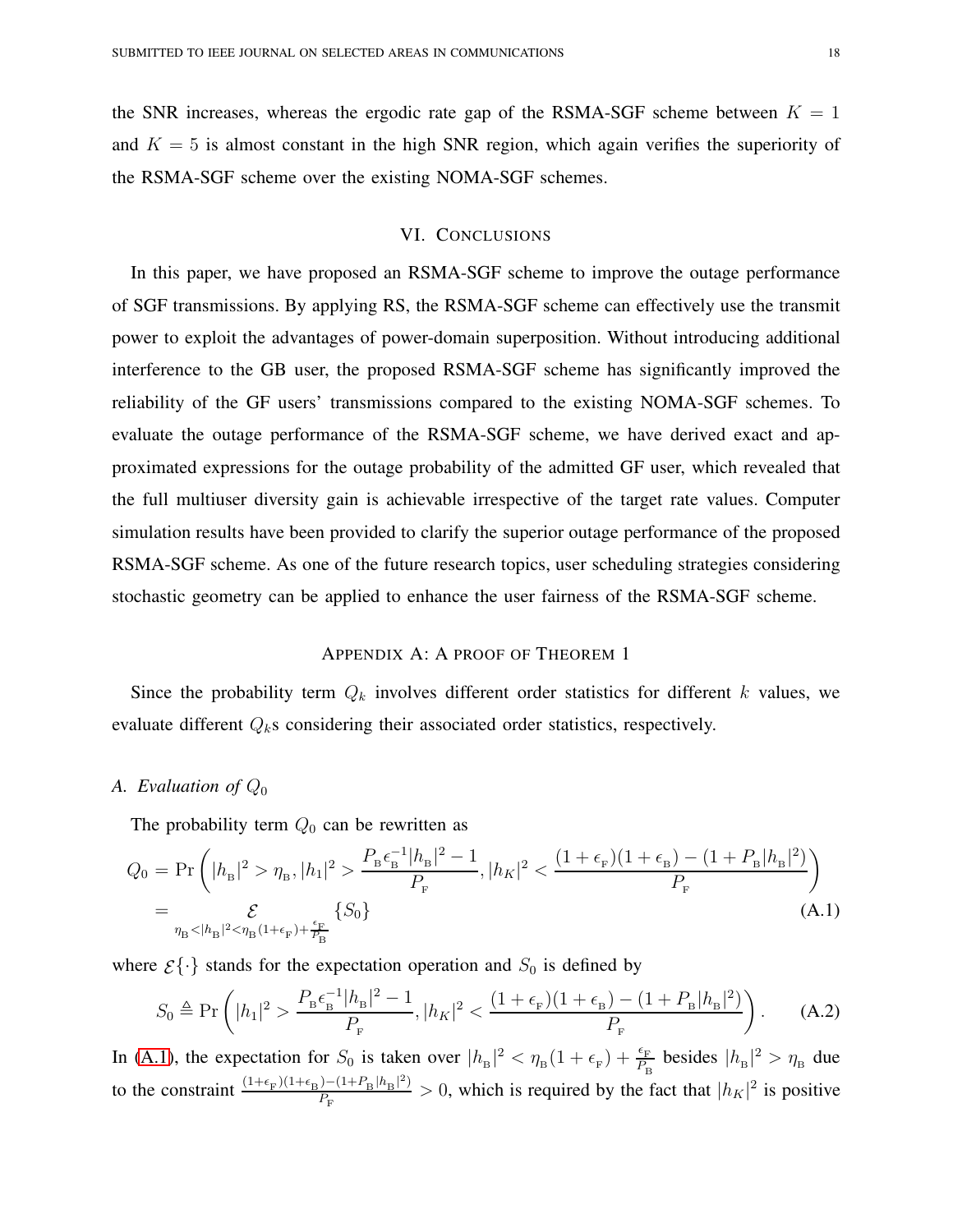the SNR increases, whereas the ergodic rate gap of the RSMA-SGF scheme between $K = 1$ and $K = 5$ is almost constant in the high SNR region, which again verifies the superiority of the RSMA-SGF scheme over the existing NOMA-SGF schemes.

## VI. Conclusions

In this paper, we have proposed an RSMA-SGF scheme to improve the outage performance of SGF transmissions. By applying RS, the RSMA-SGF scheme can effectively use the transmit power to exploit the advantages of power-domain superposition. Without introducing additional interference to the GB user, the proposed RSMA-SGF scheme has significantly improved the reliability of the GF users' transmissions compared to the existing NOMA-SGF schemes. To evaluate the outage performance of the RSMA-SGF scheme, we have derived exact and approximated expressions for the outage probability of the admitted GF user, which revealed that the full multiuser diversity gain is achievable irrespective of the target rate values. Computer simulation results have been provided to clarify the superior outage performance of the proposed RSMA-SGF scheme. As one of the future research topics, user scheduling strategies considering stochastic geometry can be applied to enhance the user fairness of the RSMA-SGF scheme.

## Appendix A: A proof of Theorem 1

Since the probability term $Q_k$ involves different order statistics for different $k$ values, we evaluate different $Q_k$s considering their associated order statistics, respectively.

### A. Evaluation of $Q_0$

The probability term $Q_0$ can be rewritten as

$$
\begin{aligned}
Q_0 &= \Pr\left(|h_{\mathrm{B}}|^2 > \eta_{\mathrm{B}}, |h_1|^2 > \frac{P_{\mathrm{B}}\epsilon_{\mathrm{B}}^{-1}|h_{\mathrm{B}}|^2 - 1}{P_{\mathrm{F}}}, |h_K|^2 < \frac{(1+\epsilon_{\mathrm{F}})(1+\epsilon_{\mathrm{B}}) - (1+P_{\mathrm{B}}|h_{\mathrm{B}}|^2)}{P_{\mathrm{F}}}\right) \\
&= \underset{\eta_{\mathrm{B}} < |h_{\mathrm{B}}|^2 < \eta_{\mathrm{B}}(1+\epsilon_{\mathrm{F}}) + \frac{\epsilon_{\mathrm{F}}}{P_{\mathrm{B}}}}{\mathcal{E}} \{S_0\}
\end{aligned} \tag{A.1}
$$

where $\mathcal{E}\{\cdot\}$ stands for the expectation operation and $S_0$ is defined by

$$
S_0 \triangleq \Pr\left(|h_1|^2 > \frac{P_{\mathrm{B}}\epsilon_{\mathrm{B}}^{-1}|h_{\mathrm{B}}|^2 - 1}{P_{\mathrm{F}}}, |h_K|^2 < \frac{(1+\epsilon_{\mathrm{F}})(1+\epsilon_{\mathrm{B}}) - (1+P_{\mathrm{B}}|h_{\mathrm{B}}|^2)}{P_{\mathrm{F}}}\right). \tag{A.2}
$$

In (A.1), the expectation for $S_0$ is taken over $|h_{\mathrm{B}}|^2 < \eta_{\mathrm{B}}(1+\epsilon_{\mathrm{F}}) + \frac{\epsilon_{\mathrm{F}}}{P_{\mathrm{B}}}$ besides $|h_{\mathrm{B}}|^2 > \eta_{\mathrm{B}}$ due to the constraint $\frac{(1+\epsilon_{\mathrm{F}})(1+\epsilon_{\mathrm{B}}) - (1+P_{\mathrm{B}}|h_{\mathrm{B}}|^2)}{P_{\mathrm{F}}} > 0$, which is required by the fact that $|h_K|^2$ is positive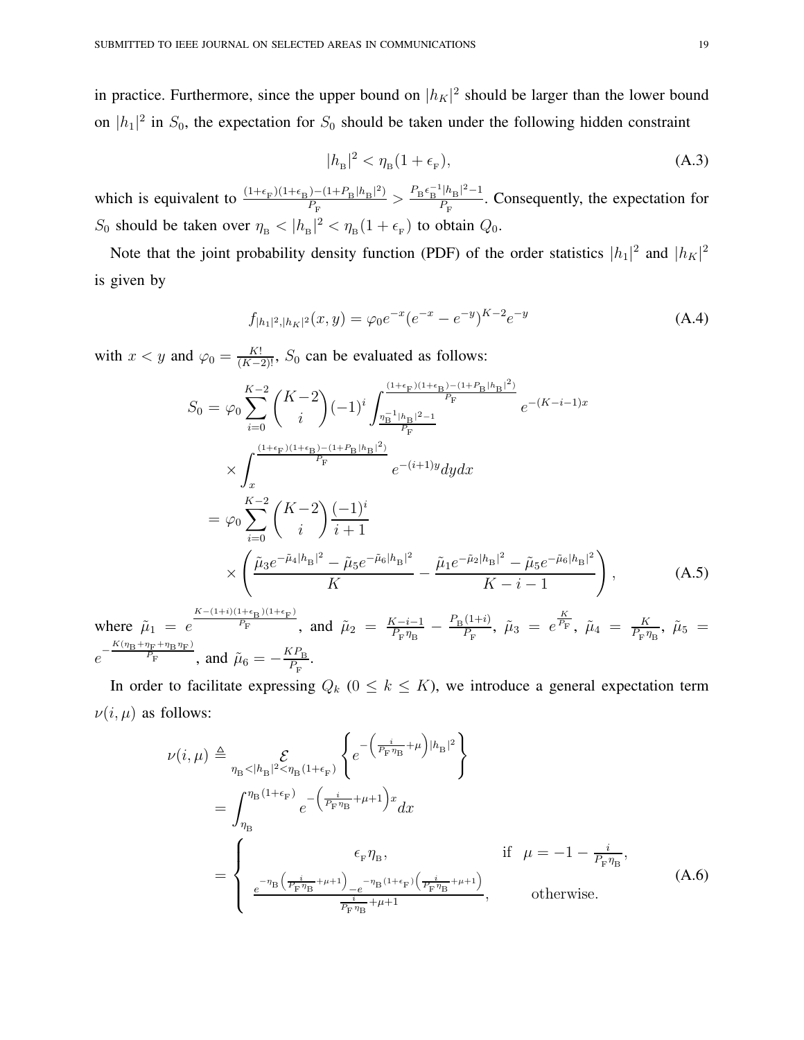in practice. Furthermore, since the upper bound on $|h_K|^2$ should be larger than the lower bound on $|h_1|^2$ in $S_0$, the expectation for $S_0$ should be taken under the following hidden constraint

$$|h_{\rm B}|^2 < \eta_{\rm B}(1+\epsilon_{\rm F}), \tag{A.3}$$

which is equivalent to $\frac{(1+\epsilon_{\rm F})(1+\epsilon_{\rm B})-(1+P_{\rm B}|h_{\rm B}|^2)}{P_{\rm F}} > \frac{P_{\rm B}\epsilon_{\rm B}^{-1}|h_{\rm B}|^2-1}{P_{\rm F}}$. Consequently, the expectation for $S_0$ should be taken over $\eta_{\rm B} < |h_{\rm B}|^2 < \eta_{\rm B}(1+\epsilon_{\rm F})$ to obtain $Q_0$.

Note that the joint probability density function (PDF) of the order statistics $|h_1|^2$ and $|h_K|^2$ is given by

$$f_{|h_1|^2,|h_K|^2}(x,y) = \varphi_0 e^{-x}(e^{-x}-e^{-y})^{K-2}e^{-y} \tag{A.4}$$

with $x<y$ and $\varphi_0 = \frac{K!}{(K-2)!}$, $S_0$ can be evaluated as follows:

$$\begin{aligned}
S_0 &= \varphi_0 \sum_{i=0}^{K-2}\binom{K-2}{i}(-1)^i \int_{\frac{\eta_{\rm B}^{-1}|h_{\rm B}|^2-1}{P_{\rm F}}}^{\frac{(1+\epsilon_{\rm F})(1+\epsilon_{\rm B})-(1+P_{\rm B}|h_{\rm B}|^2)}{P_{\rm F}}} e^{-(K-i-1)x} \\
&\quad \times \int_x^{\frac{(1+\epsilon_{\rm F})(1+\epsilon_{\rm B})-(1+P_{\rm B}|h_{\rm B}|^2)}{P_{\rm F}}} e^{-(i+1)y}dydx \\
&= \varphi_0 \sum_{i=0}^{K-2}\binom{K-2}{i}\frac{(-1)^i}{i+1} \\
&\quad \times \left(\frac{\tilde{\mu}_3 e^{-\tilde{\mu}_4|h_{\rm B}|^2}-\tilde{\mu}_5 e^{-\tilde{\mu}_6|h_{\rm B}|^2}}{K} - \frac{\tilde{\mu}_1 e^{-\tilde{\mu}_2|h_{\rm B}|^2}-\tilde{\mu}_5 e^{-\tilde{\mu}_6|h_{\rm B}|^2}}{K-i-1}\right),
\end{aligned} \tag{A.5}$$

where $\tilde{\mu}_1 = e^{\frac{K-(1+i)(1+\epsilon_{\rm B})(1+\epsilon_{\rm F})}{P_{\rm F}}}$, and $\tilde{\mu}_2 = \frac{K-i-1}{P_{\rm F}\eta_{\rm B}} - \frac{P_{\rm B}(1+i)}{P_{\rm F}}$, $\tilde{\mu}_3 = e^{\frac{K}{P_{\rm F}}}$, $\tilde{\mu}_4 = \frac{K}{P_{\rm F}\eta_{\rm B}}$, $\tilde{\mu}_5 = e^{-\frac{K(\eta_{\rm B}+\eta_{\rm F}+\eta_{\rm B}\eta_{\rm F})}{P_{\rm F}}}$, and $\tilde{\mu}_6 = -\frac{KP_{\rm B}}{P_{\rm F}}$.

In order to facilitate expressing $Q_k$ $(0 \le k \le K)$, we introduce a general expectation term $\nu(i,\mu)$ as follows:

$$\begin{aligned}
\nu(i,\mu) &\triangleq \underset{\eta_{\rm B}<|h_{\rm B}|^2<\eta_{\rm B}(1+\epsilon_{\rm F})}{\mathcal{E}}\left\{e^{-\left(\frac{i}{P_{\rm F}\eta_{\rm B}}+\mu\right)|h_{\rm B}|^2}\right\} \\
&= \int_{\eta_{\rm B}}^{\eta_{\rm B}(1+\epsilon_{\rm F})} e^{-\left(\frac{i}{P_{\rm F}\eta_{\rm B}}+\mu+1\right)x}dx \\
&= \begin{cases} \epsilon_{\rm F}\eta_{\rm B}, & \text{if} \quad \mu = -1-\frac{i}{P_{\rm F}\eta_{\rm B}}, \\ \frac{e^{-\eta_{\rm B}\left(\frac{i}{P_{\rm F}\eta_{\rm B}}+\mu+1\right)}-e^{-\eta_{\rm B}(1+\epsilon_{\rm F})\left(\frac{i}{P_{\rm F}\eta_{\rm B}}+\mu+1\right)}}{\frac{i}{P_{\rm F}\eta_{\rm B}}+\mu+1}, & \text{otherwise}. \end{cases}
\end{aligned} \tag{A.6}$$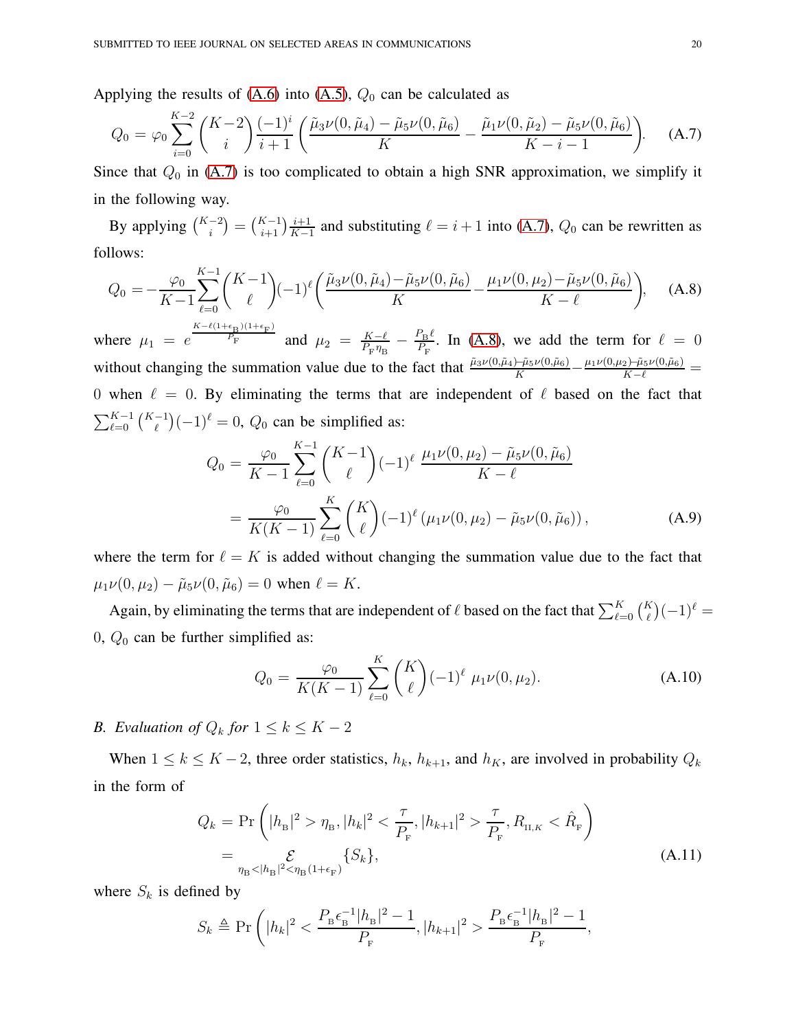Applying the results of (A.6) into (A.5), $Q_0$ can be calculated as

$$Q_0 = \varphi_0 \sum_{i=0}^{K-2} \binom{K-2}{i} \frac{(-1)^i}{i+1} \left( \frac{\tilde{\mu}_3 \nu(0, \tilde{\mu}_4) - \tilde{\mu}_5 \nu(0, \tilde{\mu}_6)}{K} - \frac{\tilde{\mu}_1 \nu(0, \tilde{\mu}_2) - \tilde{\mu}_5 \nu(0, \tilde{\mu}_6)}{K-i-1} \right). \tag{A.7}$$

Since that $Q_0$ in (A.7) is too complicated to obtain a high SNR approximation, we simplify it in the following way.

By applying $\binom{K-2}{i} = \binom{K-1}{i+1}\frac{i+1}{K-1}$ and substituting $\ell = i+1$ into (A.7), $Q_0$ can be rewritten as follows:

$$Q_0 = -\frac{\varphi_0}{K-1} \sum_{\ell=0}^{K-1} \binom{K-1}{\ell} (-1)^\ell \left( \frac{\tilde{\mu}_3 \nu(0, \tilde{\mu}_4) - \tilde{\mu}_5 \nu(0, \tilde{\mu}_6)}{K} - \frac{\mu_1 \nu(0, \mu_2) - \tilde{\mu}_5 \nu(0, \tilde{\mu}_6)}{K-\ell} \right), \tag{A.8}$$

where $\mu_1 = e^{\frac{K-\ell(1+\epsilon_{\rm B})(1+\epsilon_{\rm F})}{P_{\rm F}}}$ and $\mu_2 = \frac{K-\ell}{P_{\rm F}\eta_{\rm B}} - \frac{P_{\rm B}\ell}{P_{\rm F}}$. In (A.8), we add the term for $\ell = 0$ without changing the summation value due to the fact that $\frac{\tilde{\mu}_3 \nu(0,\tilde{\mu}_4) - \tilde{\mu}_5 \nu(0,\tilde{\mu}_6)}{K} - \frac{\mu_1 \nu(0,\mu_2) - \tilde{\mu}_5 \nu(0,\tilde{\mu}_6)}{K-\ell} = 0$ when $\ell = 0$. By eliminating the terms that are independent of $\ell$ based on the fact that $\sum_{\ell=0}^{K-1} \binom{K-1}{\ell}(-1)^\ell = 0$, $Q_0$ can be simplified as:

$$\begin{aligned} Q_0 &= \frac{\varphi_0}{K-1} \sum_{\ell=0}^{K-1} \binom{K-1}{\ell} (-1)^\ell \; \frac{\mu_1 \nu(0, \mu_2) - \tilde{\mu}_5 \nu(0, \tilde{\mu}_6)}{K-\ell} \\ &= \frac{\varphi_0}{K(K-1)} \sum_{\ell=0}^{K} \binom{K}{\ell} (-1)^\ell \left( \mu_1 \nu(0, \mu_2) - \tilde{\mu}_5 \nu(0, \tilde{\mu}_6) \right), \end{aligned} \tag{A.9}$$

where the term for $\ell = K$ is added without changing the summation value due to the fact that $\mu_1 \nu(0, \mu_2) - \tilde{\mu}_5 \nu(0, \tilde{\mu}_6) = 0$ when $\ell = K$.

Again, by eliminating the terms that are independent of $\ell$ based on the fact that $\sum_{\ell=0}^{K} \binom{K}{\ell}(-1)^\ell = 0$, $Q_0$ can be further simplified as:

$$Q_0 = \frac{\varphi_0}{K(K-1)} \sum_{\ell=0}^{K} \binom{K}{\ell} (-1)^\ell \; \mu_1 \nu(0, \mu_2). \tag{A.10}$$

### B. Evaluation of $Q_k$ for $1 \leq k \leq K-2$

When $1 \leq k \leq K-2$, three order statistics, $h_k$, $h_{k+1}$, and $h_K$, are involved in probability $Q_k$ in the form of

$$\begin{aligned} Q_k &= \Pr\left( |h_{\rm B}|^2 > \eta_{\rm B}, |h_k|^2 < \frac{\tau}{P_{\rm F}}, |h_{k+1}|^2 > \frac{\tau}{P_{\rm F}}, R_{{\rm II},K} < \hat{R}_{\rm F} \right) \\ &= \underset{\eta_{\rm B} < |h_{\rm B}|^2 < \eta_{\rm B}(1+\epsilon_{\rm F})}{\mathcal{E}} \{S_k\}, \end{aligned} \tag{A.11}$$

where $S_k$ is defined by

$$S_k \triangleq \Pr\left( |h_k|^2 < \frac{P_{\rm B}\epsilon_{\rm B}^{-1}|h_{\rm B}|^2 - 1}{P_{\rm F}}, |h_{k+1}|^2 > \frac{P_{\rm B}\epsilon_{\rm B}^{-1}|h_{\rm B}|^2 - 1}{P_{\rm F}}, \right.$$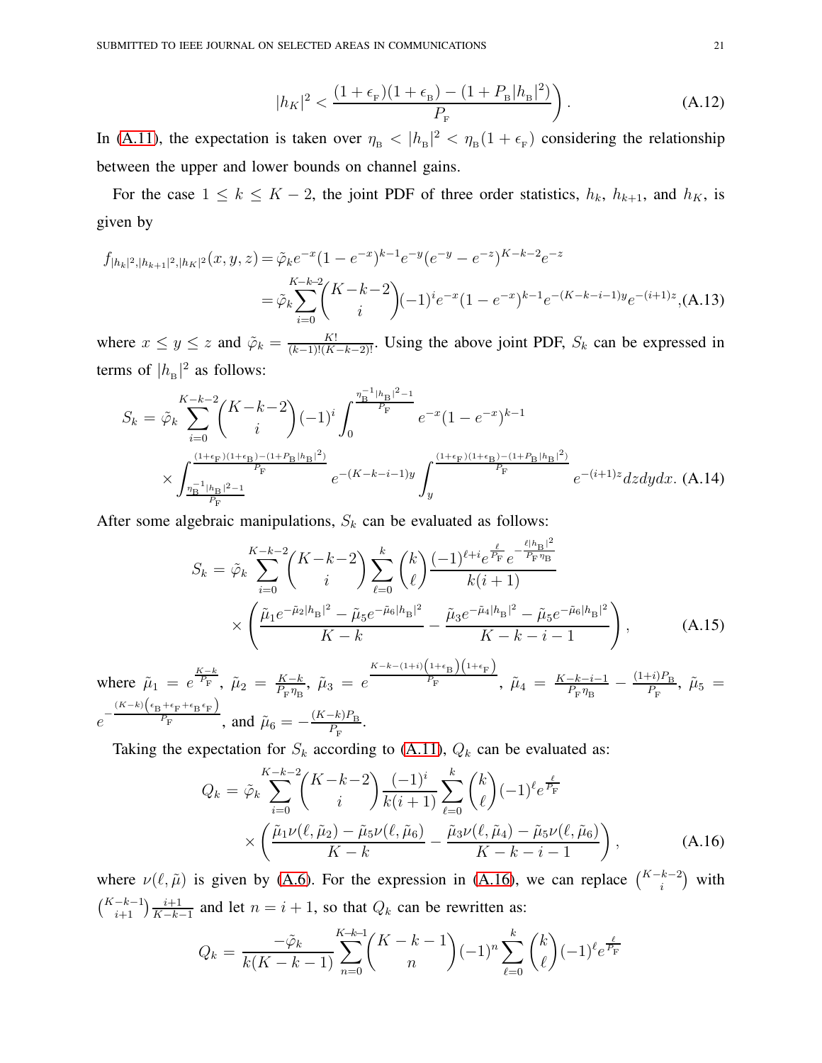$$|h_K|^2 < \frac{(1+\epsilon_{\rm F})(1+\epsilon_{\rm B}) - (1+P_{\rm B}|h_{\rm B}|^2)}{P_{\rm F}}\Bigg). \tag{A.12}$$

In (A.11), the expectation is taken over $\eta_{\rm B} < |h_{\rm B}|^2 < \eta_{\rm B}(1+\epsilon_{\rm F})$ considering the relationship between the upper and lower bounds on channel gains.

For the case $1 \leq k \leq K-2$, the joint PDF of three order statistics, $h_k$, $h_{k+1}$, and $h_K$, is given by

$$\begin{aligned} f_{|h_k|^2,|h_{k+1}|^2,|h_K|^2}(x,y,z) &= \tilde{\varphi}_k e^{-x}(1-e^{-x})^{k-1}e^{-y}(e^{-y}-e^{-z})^{K-k-2}e^{-z} \\ &= \tilde{\varphi}_k \sum_{i=0}^{K-k-2}\binom{K-k-2}{i}(-1)^i e^{-x}(1-e^{-x})^{k-1}e^{-(K-k-i-1)y}e^{-(i+1)z}, \end{aligned} \tag{A.13}$$

where $x \leq y \leq z$ and $\tilde{\varphi}_k = \frac{K!}{(k-1)!(K-k-2)!}$. Using the above joint PDF, $S_k$ can be expressed in terms of $|h_{\rm B}|^2$ as follows:

$$\begin{aligned} S_k = \tilde{\varphi}_k \sum_{i=0}^{K-k-2}\binom{K-k-2}{i}(-1)^i \int_0^{\frac{\eta_{\rm B}^{-1}|h_{\rm B}|^2-1}{P_{\rm F}}} e^{-x}(1-e^{-x})^{k-1} \\ \times \int_{\frac{\eta_{\rm B}^{-1}|h_{\rm B}|^2-1}{P_{\rm F}}}^{\frac{(1+\epsilon_{\rm F})(1+\epsilon_{\rm B})-(1+P_{\rm B}|h_{\rm B}|^2)}{P_{\rm F}}} e^{-(K-k-i-1)y} \int_y^{\frac{(1+\epsilon_{\rm F})(1+\epsilon_{\rm B})-(1+P_{\rm B}|h_{\rm B}|^2)}{P_{\rm F}}} e^{-(i+1)z}dzdydx. \end{aligned} \tag{A.14}$$

After some algebraic manipulations, $S_k$ can be evaluated as follows:

$$\begin{aligned} S_k = \tilde{\varphi}_k \sum_{i=0}^{K-k-2}\binom{K-k-2}{i}\sum_{\ell=0}^{k}\binom{k}{\ell}\frac{(-1)^{\ell+i}e^{\frac{\ell}{P_{\rm F}}}e^{-\frac{\ell|h_{\rm B}|^2}{P_{\rm F}\eta_{\rm B}}}}{k(i+1)} \\ \times\left(\frac{\tilde{\mu}_1 e^{-\tilde{\mu}_2|h_{\rm B}|^2} - \tilde{\mu}_5 e^{-\tilde{\mu}_6|h_{\rm B}|^2}}{K-k} - \frac{\tilde{\mu}_3 e^{-\tilde{\mu}_4|h_{\rm B}|^2} - \tilde{\mu}_5 e^{-\tilde{\mu}_6|h_{\rm B}|^2}}{K-k-i-1}\right), \end{aligned} \tag{A.15}$$

where $\tilde{\mu}_1 = e^{\frac{K-k}{P_{\rm F}}}$, $\tilde{\mu}_2 = \frac{K-k}{P_{\rm F}\eta_{\rm B}}$, $\tilde{\mu}_3 = e^{\frac{K-k-(1+i)\left(1+\epsilon_{\rm B}\right)\left(1+\epsilon_{\rm F}\right)}{P_{\rm F}}}$, $\tilde{\mu}_4 = \frac{K-k-i-1}{P_{\rm F}\eta_{\rm B}} - \frac{(1+i)P_{\rm B}}{P_{\rm F}}$, $\tilde{\mu}_5 = e^{-\frac{(K-k)\left(\epsilon_{\rm B}+\epsilon_{\rm F}+\epsilon_{\rm B}\epsilon_{\rm F}\right)}{P_{\rm F}}}$, and $\tilde{\mu}_6 = -\frac{(K-k)P_{\rm B}}{P_{\rm F}}$.

Taking the expectation for $S_k$ according to (A.11), $Q_k$ can be evaluated as:

$$\begin{aligned} Q_k = \tilde{\varphi}_k \sum_{i=0}^{K-k-2}\binom{K-k-2}{i}\frac{(-1)^i}{k(i+1)}\sum_{\ell=0}^{k}\binom{k}{\ell}(-1)^\ell e^{\frac{\ell}{P_{\rm F}}} \\ \times\left(\frac{\tilde{\mu}_1\nu(\ell,\tilde{\mu}_2) - \tilde{\mu}_5\nu(\ell,\tilde{\mu}_6)}{K-k} - \frac{\tilde{\mu}_3\nu(\ell,\tilde{\mu}_4) - \tilde{\mu}_5\nu(\ell,\tilde{\mu}_6)}{K-k-i-1}\right), \end{aligned} \tag{A.16}$$

where $\nu(\ell,\tilde{\mu})$ is given by (A.6). For the expression in (A.16), we can replace $\binom{K-k-2}{i}$ with $\binom{K-k-1}{i+1}\frac{i+1}{K-k-1}$ and let $n = i+1$, so that $Q_k$ can be rewritten as:

$$Q_k = \frac{-\tilde{\varphi}_k}{k(K-k-1)}\sum_{n=0}^{K-k-1}\binom{K-k-1}{n}(-1)^n\sum_{\ell=0}^{k}\binom{k}{\ell}(-1)^\ell e^{\frac{\ell}{P_{\rm F}}}$$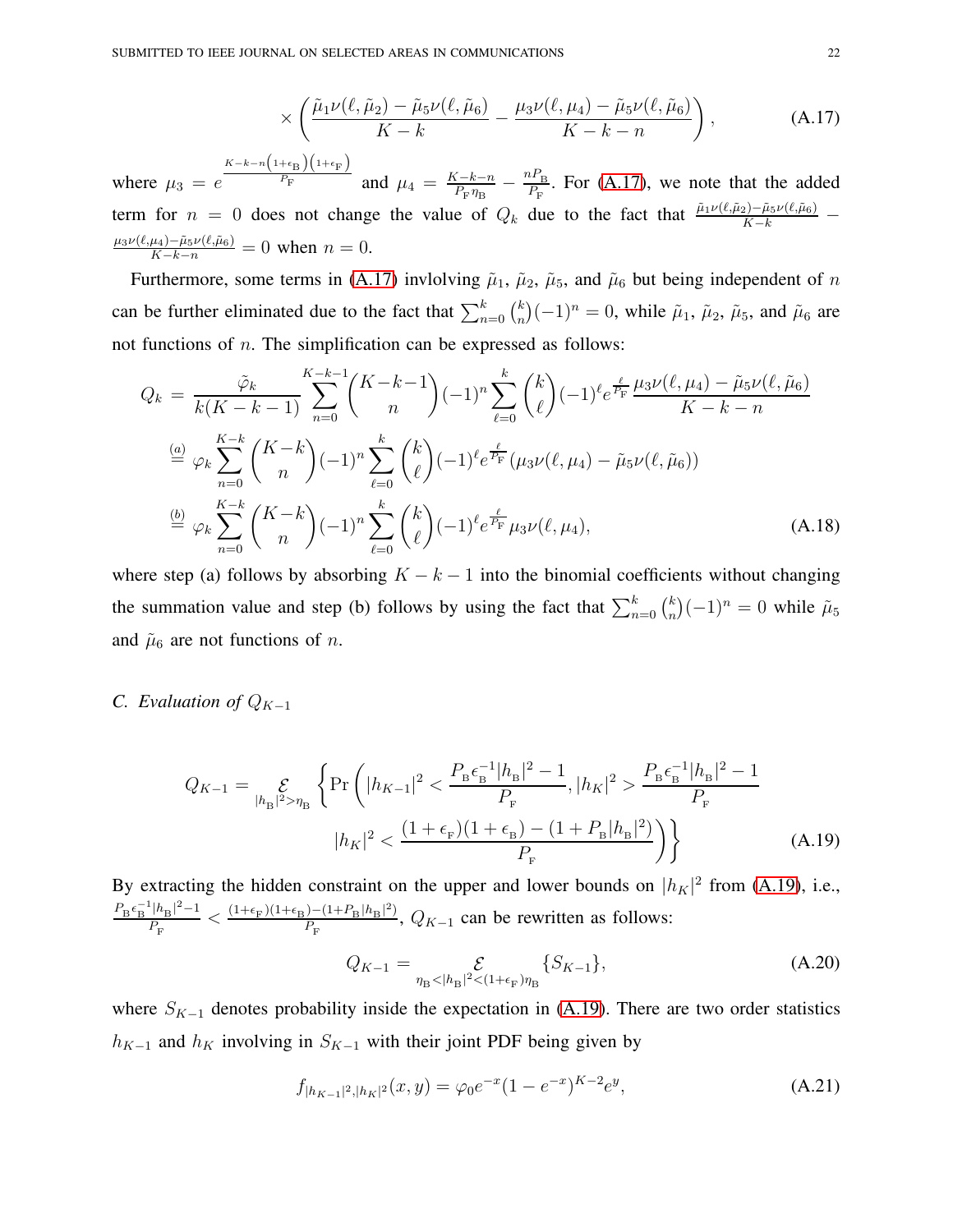$$\times \left( \frac{\tilde{\mu}_1 \nu(\ell, \tilde{\mu}_2) - \tilde{\mu}_5 \nu(\ell, \tilde{\mu}_6)}{K-k} - \frac{\mu_3 \nu(\ell, \mu_4) - \tilde{\mu}_5 \nu(\ell, \tilde{\mu}_6)}{K-k-n} \right), \tag{A.17}$$

where $\mu_3 = e^{\frac{K-k-n\left(1+\epsilon_{\mathrm{B}}\right)\left(1+\epsilon_{\mathrm{F}}\right)}{P_{\mathrm{F}}}}$ and $\mu_4 = \frac{K-k-n}{P_{\mathrm{F}}\eta_{\mathrm{B}}} - \frac{nP_{\mathrm{B}}}{P_{\mathrm{F}}}$. For (A.17), we note that the added term for $n = 0$ does not change the value of $Q_k$ due to the fact that $\frac{\tilde{\mu}_1 \nu(\ell,\tilde{\mu}_2) - \tilde{\mu}_5 \nu(\ell,\tilde{\mu}_6)}{K-k} - \frac{\mu_3 \nu(\ell,\mu_4) - \tilde{\mu}_5 \nu(\ell,\tilde{\mu}_6)}{K-k-n} = 0$ when $n = 0$.

Furthermore, some terms in (A.17) invlolving $\tilde{\mu}_1$, $\tilde{\mu}_2$, $\tilde{\mu}_5$, and $\tilde{\mu}_6$ but being independent of $n$ can be further eliminated due to the fact that $\sum_{n=0}^{k} \binom{k}{n} (-1)^n = 0$, while $\tilde{\mu}_1$, $\tilde{\mu}_2$, $\tilde{\mu}_5$, and $\tilde{\mu}_6$ are not functions of $n$. The simplification can be expressed as follows:

$$\begin{aligned}
Q_k &= \frac{\tilde{\varphi}_k}{k(K-k-1)} \sum_{n=0}^{K-k-1} \binom{K-k-1}{n} (-1)^n \sum_{\ell=0}^{k} \binom{k}{\ell} (-1)^\ell e^{\frac{\ell}{P_{\mathrm{F}}}} \frac{\mu_3 \nu(\ell, \mu_4) - \tilde{\mu}_5 \nu(\ell, \tilde{\mu}_6)}{K-k-n} \\
&\overset{(a)}{=} \varphi_k \sum_{n=0}^{K-k} \binom{K-k}{n} (-1)^n \sum_{\ell=0}^{k} \binom{k}{\ell} (-1)^\ell e^{\frac{\ell}{P_{\mathrm{F}}}} (\mu_3 \nu(\ell, \mu_4) - \tilde{\mu}_5 \nu(\ell, \tilde{\mu}_6)) \\
&\overset{(b)}{=} \varphi_k \sum_{n=0}^{K-k} \binom{K-k}{n} (-1)^n \sum_{\ell=0}^{k} \binom{k}{\ell} (-1)^\ell e^{\frac{\ell}{P_{\mathrm{F}}}} \mu_3 \nu(\ell, \mu_4),
\end{aligned} \tag{A.18}$$

where step (a) follows by absorbing $K-k-1$ into the binomial coefficients without changing the summation value and step (b) follows by using the fact that $\sum_{n=0}^{k} \binom{k}{n} (-1)^n = 0$ while $\tilde{\mu}_5$ and $\tilde{\mu}_6$ are not functions of $n$.

### C. Evaluation of $Q_{K-1}$

$$\begin{aligned}
Q_{K-1} = \underset{|h_{\mathrm{B}}|^2 > \eta_{\mathrm{B}}}{\mathcal{E}} \Bigg\{ \Pr \Bigg( &|h_{K-1}|^2 < \frac{P_{\mathrm{B}} \epsilon_{\mathrm{B}}^{-1} |h_{\mathrm{B}}|^2 - 1}{P_{\mathrm{F}}}, |h_K|^2 > \frac{P_{\mathrm{B}} \epsilon_{\mathrm{B}}^{-1} |h_{\mathrm{B}}|^2 - 1}{P_{\mathrm{F}}} \\
&|h_K|^2 < \frac{(1+\epsilon_{\mathrm{F}})(1+\epsilon_{\mathrm{B}}) - (1 + P_{\mathrm{B}}|h_{\mathrm{B}}|^2)}{P_{\mathrm{F}}} \Bigg) \Bigg\}
\end{aligned} \tag{A.19}$$

By extracting the hidden constraint on the upper and lower bounds on $|h_K|^2$ from (A.19), i.e., $\frac{P_{\mathrm{B}} \epsilon_{\mathrm{B}}^{-1} |h_{\mathrm{B}}|^2 - 1}{P_{\mathrm{F}}} < \frac{(1+\epsilon_{\mathrm{F}})(1+\epsilon_{\mathrm{B}}) - (1+P_{\mathrm{B}}|h_{\mathrm{B}}|^2)}{P_{\mathrm{F}}}$, $Q_{K-1}$ can be rewritten as follows:

$$Q_{K-1} = \underset{\eta_{\mathrm{B}} < |h_{\mathrm{B}}|^2 < (1+\epsilon_{\mathrm{F}})\eta_{\mathrm{B}}}{\mathcal{E}} \{S_{K-1}\}, \tag{A.20}$$

where $S_{K-1}$ denotes probability inside the expectation in (A.19). There are two order statistics $h_{K-1}$ and $h_K$ involving in $S_{K-1}$ with their joint PDF being given by

$$f_{|h_{K-1}|^2, |h_K|^2}(x, y) = \varphi_0 e^{-x} (1 - e^{-x})^{K-2} e^{y}, \tag{A.21}$$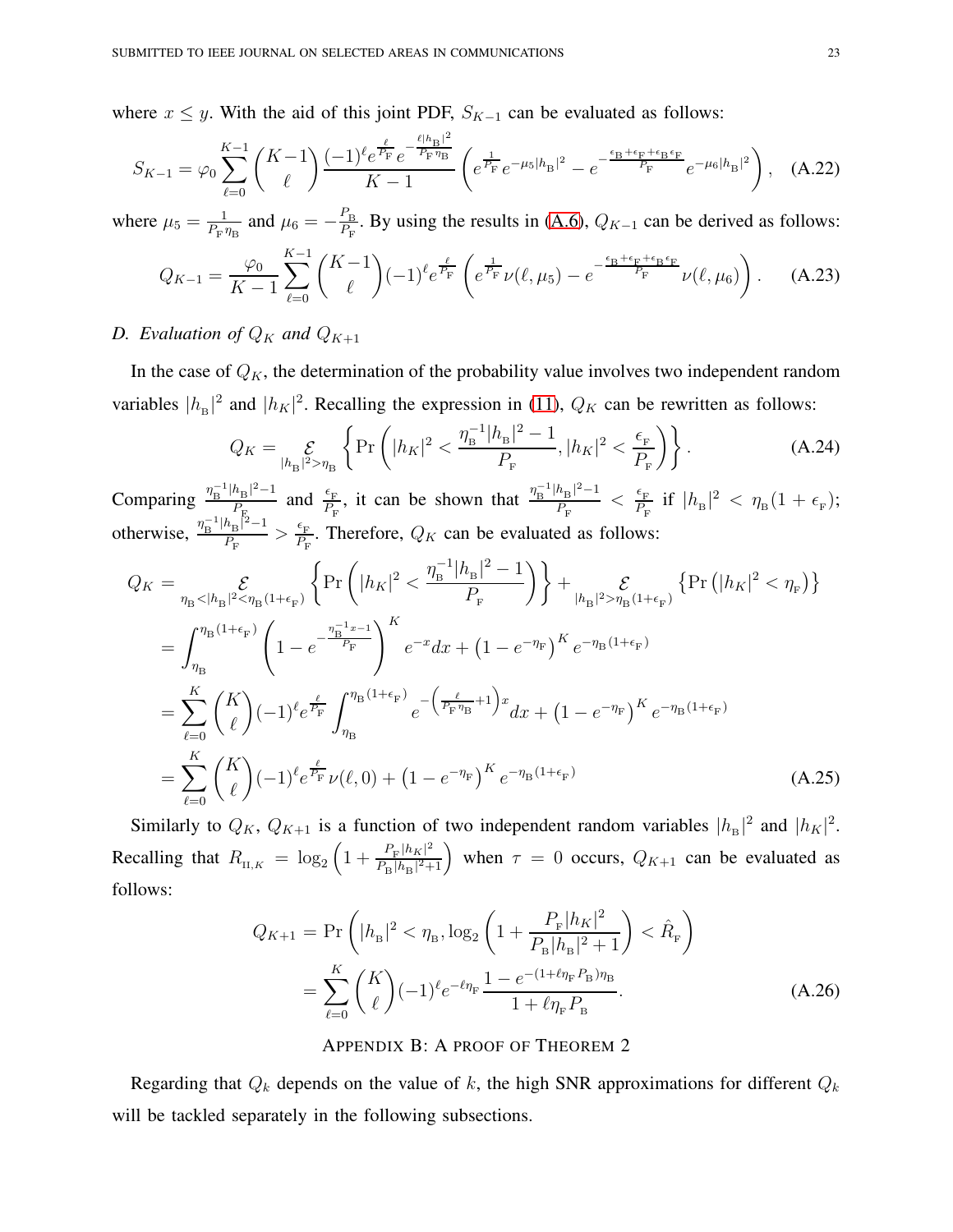where $x \leq y$. With the aid of this joint PDF, $S_{K-1}$ can be evaluated as follows:

$$S_{K-1} = \varphi_0 \sum_{\ell=0}^{K-1} \binom{K-1}{\ell} \frac{(-1)^\ell e^{\frac{\ell}{P_{\mathrm{F}}}} e^{-\frac{\ell |h_{\mathrm{B}}|^2}{P_{\mathrm{F}} \eta_{\mathrm{B}}}}}{K-1} \left( e^{\frac{1}{P_{\mathrm{F}}}} e^{-\mu_5 |h_{\mathrm{B}}|^2} - e^{-\frac{\epsilon_{\mathrm{B}} + \epsilon_{\mathrm{F}} + \epsilon_{\mathrm{B}} \epsilon_{\mathrm{F}}}{P_{\mathrm{F}}}} e^{-\mu_6 |h_{\mathrm{B}}|^2} \right), \quad \text{(A.22)}$$

where $\mu_5 = \frac{1}{P_{\mathrm{F}} \eta_{\mathrm{B}}}$ and $\mu_6 = -\frac{P_{\mathrm{B}}}{P_{\mathrm{F}}}$. By using the results in (A.6), $Q_{K-1}$ can be derived as follows:

$$Q_{K-1} = \frac{\varphi_0}{K-1} \sum_{\ell=0}^{K-1} \binom{K-1}{\ell} (-1)^\ell e^{\frac{\ell}{P_{\mathrm{F}}}} \left( e^{\frac{1}{P_{\mathrm{F}}}} \nu(\ell, \mu_5) - e^{-\frac{\epsilon_{\mathrm{B}} + \epsilon_{\mathrm{F}} + \epsilon_{\mathrm{B}} \epsilon_{\mathrm{F}}}{P_{\mathrm{F}}}} \nu(\ell, \mu_6) \right). \quad \text{(A.23)}$$

### D. Evaluation of $Q_K$ and $Q_{K+1}$

In the case of $Q_K$, the determination of the probability value involves two independent random variables $|h_{\mathrm{B}}|^2$ and $|h_K|^2$. Recalling the expression in (11), $Q_K$ can be rewritten as follows:

$$Q_K = \underset{|h_{\mathrm{B}}|^2 > \eta_{\mathrm{B}}}{\mathcal{E}} \left\{ \Pr\left( |h_K|^2 < \frac{\eta_{\mathrm{B}}^{-1} |h_{\mathrm{B}}|^2 - 1}{P_{\mathrm{F}}}, |h_K|^2 < \frac{\epsilon_{\mathrm{F}}}{P_{\mathrm{F}}} \right) \right\}. \quad \text{(A.24)}$$

Comparing $\frac{\eta_{\mathrm{B}}^{-1} |h_{\mathrm{B}}|^2 - 1}{P_{\mathrm{F}}}$ and $\frac{\epsilon_{\mathrm{F}}}{P_{\mathrm{F}}}$, it can be shown that $\frac{\eta_{\mathrm{B}}^{-1} |h_{\mathrm{B}}|^2 - 1}{P_{\mathrm{F}}} < \frac{\epsilon_{\mathrm{F}}}{P_{\mathrm{F}}}$ if $|h_{\mathrm{B}}|^2 < \eta_{\mathrm{B}}(1 + \epsilon_{\mathrm{F}})$; otherwise, $\frac{\eta_{\mathrm{B}}^{-1} |h_{\mathrm{B}}|^2 - 1}{P_{\mathrm{F}}} > \frac{\epsilon_{\mathrm{F}}}{P_{\mathrm{F}}}$. Therefore, $Q_K$ can be evaluated as follows:

$$\begin{aligned}
Q_K &= \underset{\eta_{\mathrm{B}} < |h_{\mathrm{B}}|^2 < \eta_{\mathrm{B}}(1+\epsilon_{\mathrm{F}})}{\mathcal{E}} \left\{ \Pr\left( |h_K|^2 < \frac{\eta_{\mathrm{B}}^{-1} |h_{\mathrm{B}}|^2 - 1}{P_{\mathrm{F}}} \right) \right\} + \underset{|h_{\mathrm{B}}|^2 > \eta_{\mathrm{B}}(1+\epsilon_{\mathrm{F}})}{\mathcal{E}} \left\{ \Pr\left( |h_K|^2 < \eta_{\mathrm{F}} \right) \right\} \\
&= \int_{\eta_{\mathrm{B}}}^{\eta_{\mathrm{B}}(1+\epsilon_{\mathrm{F}})} \left( 1 - e^{-\frac{\eta_{\mathrm{B}}^{-1} x - 1}{P_{\mathrm{F}}}} \right)^K e^{-x} dx + \left( 1 - e^{-\eta_{\mathrm{F}}} \right)^K e^{-\eta_{\mathrm{B}}(1+\epsilon_{\mathrm{F}})} \\
&= \sum_{\ell=0}^{K} \binom{K}{\ell} (-1)^\ell e^{\frac{\ell}{P_{\mathrm{F}}}} \int_{\eta_{\mathrm{B}}}^{\eta_{\mathrm{B}}(1+\epsilon_{\mathrm{F}})} e^{-\left( \frac{\ell}{P_{\mathrm{F}} \eta_{\mathrm{B}}} + 1 \right) x} dx + \left( 1 - e^{-\eta_{\mathrm{F}}} \right)^K e^{-\eta_{\mathrm{B}}(1+\epsilon_{\mathrm{F}})} \\
&= \sum_{\ell=0}^{K} \binom{K}{\ell} (-1)^\ell e^{\frac{\ell}{P_{\mathrm{F}}}} \nu(\ell, 0) + \left( 1 - e^{-\eta_{\mathrm{F}}} \right)^K e^{-\eta_{\mathrm{B}}(1+\epsilon_{\mathrm{F}})}
\end{aligned} \quad \text{(A.25)}$$

Similarly to $Q_K$, $Q_{K+1}$ is a function of two independent random variables $|h_{\mathrm{B}}|^2$ and $|h_K|^2$. Recalling that $R_{\mathrm{II},K} = \log_2\left( 1 + \frac{P_{\mathrm{F}} |h_K|^2}{P_{\mathrm{B}} |h_{\mathrm{B}}|^2 + 1} \right)$ when $\tau = 0$ occurs, $Q_{K+1}$ can be evaluated as follows:

$$\begin{aligned}
Q_{K+1} &= \Pr\left( |h_{\mathrm{B}}|^2 < \eta_{\mathrm{B}}, \log_2\left( 1 + \frac{P_{\mathrm{F}} |h_K|^2}{P_{\mathrm{B}} |h_{\mathrm{B}}|^2 + 1} \right) < \hat{R}_{\mathrm{F}} \right) \\
&= \sum_{\ell=0}^{K} \binom{K}{\ell} (-1)^\ell e^{-\ell \eta_{\mathrm{F}}} \frac{1 - e^{-(1 + \ell \eta_{\mathrm{F}} P_{\mathrm{B}}) \eta_{\mathrm{B}}}}{1 + \ell \eta_{\mathrm{F}} P_{\mathrm{B}}}.
\end{aligned} \quad \text{(A.26)}$$

## Appendix B: A proof of Theorem 2

Regarding that $Q_k$ depends on the value of $k$, the high SNR approximations for different $Q_k$ will be tackled separately in the following subsections.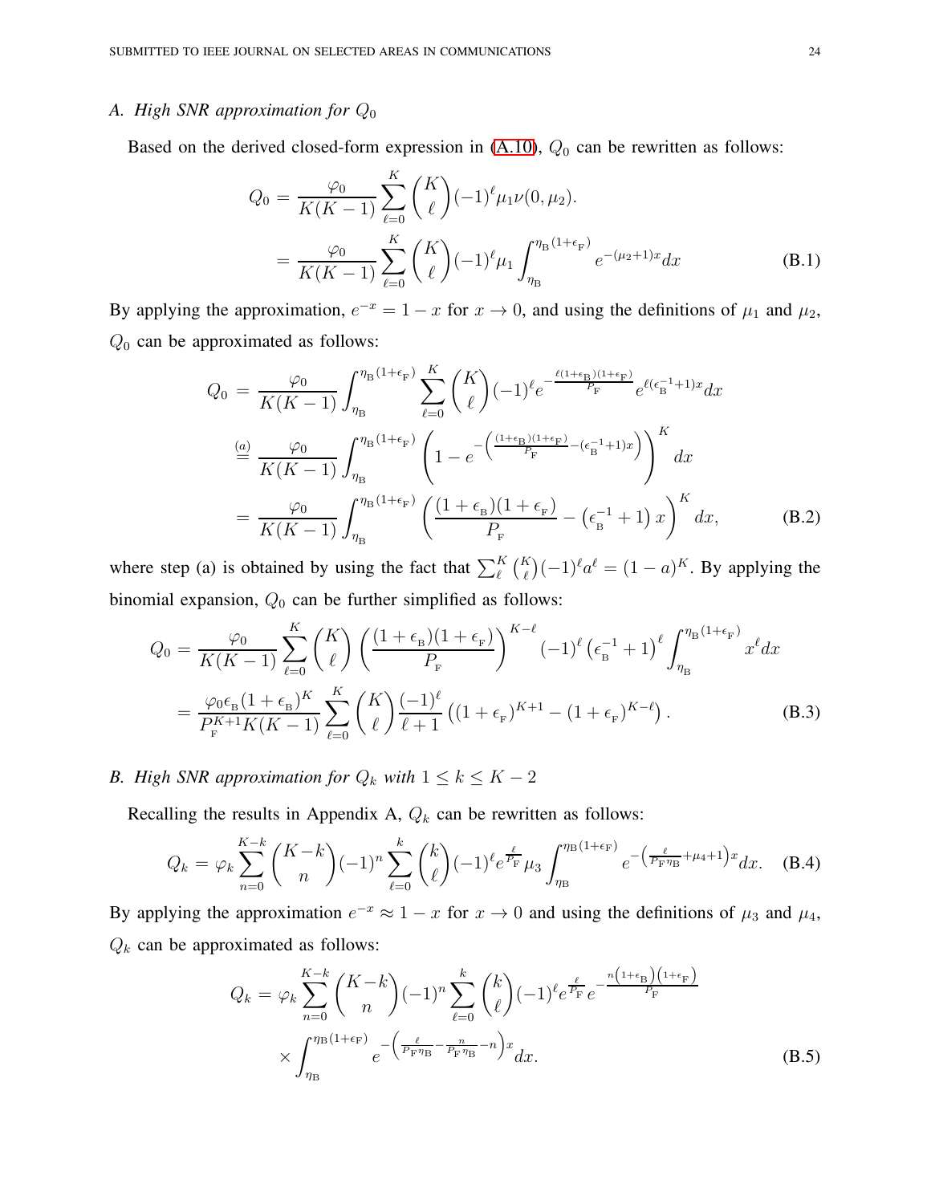### A. High SNR approximation for $Q_0$

Based on the derived closed-form expression in (A.10), $Q_0$ can be rewritten as follows:

$$
\begin{aligned}
Q_0 &= \frac{\varphi_0}{K(K-1)} \sum_{\ell=0}^{K} \binom{K}{\ell} (-1)^\ell \mu_1 \nu(0, \mu_2). \\
&= \frac{\varphi_0}{K(K-1)} \sum_{\ell=0}^{K} \binom{K}{\ell} (-1)^\ell \mu_1 \int_{\eta_{\mathrm{B}}}^{\eta_{\mathrm{B}}(1+\epsilon_{\mathrm{F}})} e^{-(\mu_2+1)x} dx \qquad \text{(B.1)}
\end{aligned}
$$

By applying the approximation, $e^{-x} = 1 - x$ for $x \to 0$, and using the definitions of $\mu_1$ and $\mu_2$, $Q_0$ can be approximated as follows:

$$
\begin{aligned}
Q_0 &= \frac{\varphi_0}{K(K-1)} \int_{\eta_{\mathrm{B}}}^{\eta_{\mathrm{B}}(1+\epsilon_{\mathrm{F}})} \sum_{\ell=0}^{K} \binom{K}{\ell} (-1)^\ell e^{-\frac{\ell(1+\epsilon_{\mathrm{B}})(1+\epsilon_{\mathrm{F}})}{P_{\mathrm{F}}}} e^{\ell(\epsilon_{\mathrm{B}}^{-1}+1)x} dx \\
&\overset{(a)}{=} \frac{\varphi_0}{K(K-1)} \int_{\eta_{\mathrm{B}}}^{\eta_{\mathrm{B}}(1+\epsilon_{\mathrm{F}})} \left(1 - e^{-\left(\frac{(1+\epsilon_{\mathrm{B}})(1+\epsilon_{\mathrm{F}})}{P_{\mathrm{F}}} - (\epsilon_{\mathrm{B}}^{-1}+1)x\right)}\right)^K dx \\
&= \frac{\varphi_0}{K(K-1)} \int_{\eta_{\mathrm{B}}}^{\eta_{\mathrm{B}}(1+\epsilon_{\mathrm{F}})} \left(\frac{(1+\epsilon_{\mathrm{B}})(1+\epsilon_{\mathrm{F}})}{P_{\mathrm{F}}} - \left(\epsilon_{\mathrm{B}}^{-1}+1\right)x\right)^K dx, \qquad \text{(B.2)}
\end{aligned}
$$

where step (a) is obtained by using the fact that $\sum_{\ell}^{K} \binom{K}{\ell} (-1)^\ell a^\ell = (1-a)^K$. By applying the binomial expansion, $Q_0$ can be further simplified as follows:

$$
\begin{aligned}
Q_0 &= \frac{\varphi_0}{K(K-1)} \sum_{\ell=0}^{K} \binom{K}{\ell} \left(\frac{(1+\epsilon_{\mathrm{B}})(1+\epsilon_{\mathrm{F}})}{P_{\mathrm{F}}}\right)^{K-\ell} (-1)^\ell \left(\epsilon_{\mathrm{B}}^{-1}+1\right)^\ell \int_{\eta_{\mathrm{B}}}^{\eta_{\mathrm{B}}(1+\epsilon_{\mathrm{F}})} x^\ell dx \\
&= \frac{\varphi_0 \epsilon_{\mathrm{B}} (1+\epsilon_{\mathrm{B}})^K}{P_{\mathrm{F}}^{K+1} K(K-1)} \sum_{\ell=0}^{K} \binom{K}{\ell} \frac{(-1)^\ell}{\ell+1} \left((1+\epsilon_{\mathrm{F}})^{K+1} - (1+\epsilon_{\mathrm{F}})^{K-\ell}\right). \qquad \text{(B.3)}
\end{aligned}
$$

### B. High SNR approximation for $Q_k$ with $1 \leq k \leq K-2$

Recalling the results in Appendix A, $Q_k$ can be rewritten as follows:

$$
Q_k = \varphi_k \sum_{n=0}^{K-k} \binom{K-k}{n} (-1)^n \sum_{\ell=0}^{k} \binom{k}{\ell} (-1)^\ell e^{\frac{\ell}{P_{\mathrm{F}}}} \mu_3 \int_{\eta_{\mathrm{B}}}^{\eta_{\mathrm{B}}(1+\epsilon_{\mathrm{F}})} e^{-\left(\frac{\ell}{P_{\mathrm{F}}\eta_{\mathrm{B}}}+\mu_4+1\right)x} dx. \qquad \text{(B.4)}
$$

By applying the approximation $e^{-x} \approx 1 - x$ for $x \to 0$ and using the definitions of $\mu_3$ and $\mu_4$, $Q_k$ can be approximated as follows:

$$
\begin{aligned}
Q_k = \varphi_k &\sum_{n=0}^{K-k} \binom{K-k}{n} (-1)^n \sum_{\ell=0}^{k} \binom{k}{\ell} (-1)^\ell e^{\frac{\ell}{P_{\mathrm{F}}}} e^{-\frac{n\left(1+\epsilon_{\mathrm{B}}\right)\left(1+\epsilon_{\mathrm{F}}\right)}{P_{\mathrm{F}}}} \\
&\times \int_{\eta_{\mathrm{B}}}^{\eta_{\mathrm{B}}(1+\epsilon_{\mathrm{F}})} e^{-\left(\frac{\ell}{P_{\mathrm{F}}\eta_{\mathrm{B}}} - \frac{n}{P_{\mathrm{F}}\eta_{\mathrm{B}}} - n\right)x} dx. \qquad \text{(B.5)}
\end{aligned}
$$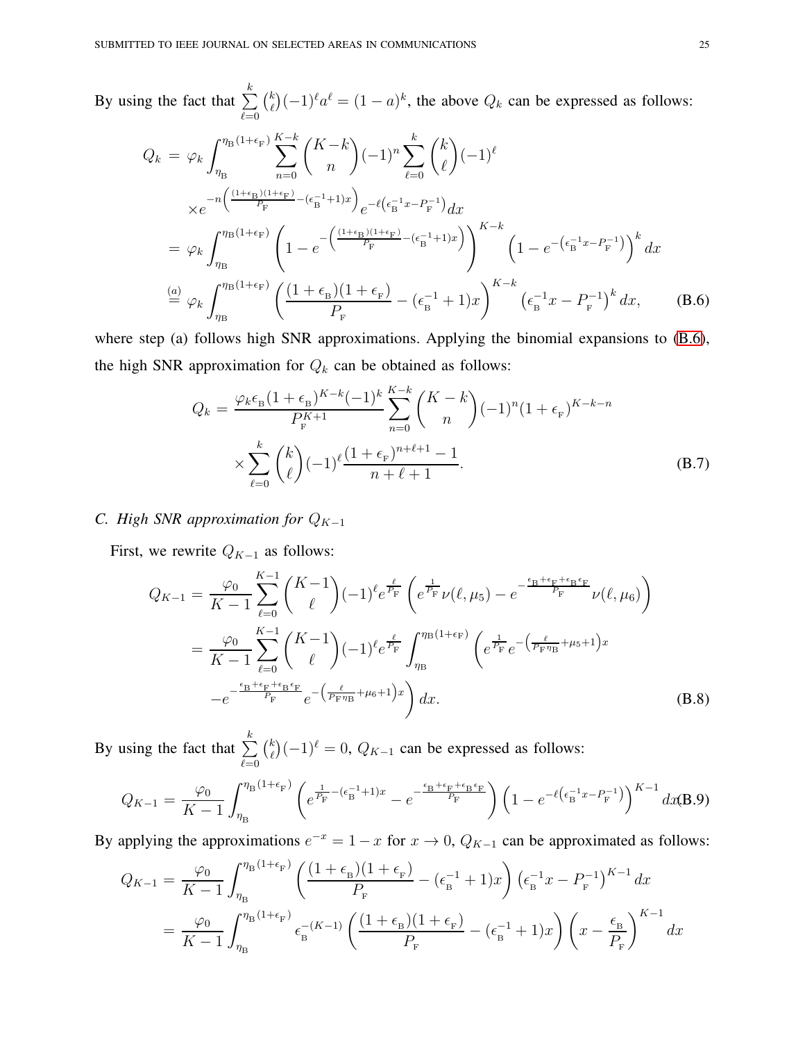By using the fact that $\sum\limits_{\ell=0}^{k}\binom{k}{\ell}(-1)^{\ell}a^{\ell}=(1-a)^k$, the above $Q_k$ can be expressed as follows:

$$
\begin{aligned}
Q_k =& \ \varphi_k \int_{\eta_{\mathrm{B}}}^{\eta_{\mathrm{B}}(1+\epsilon_{\mathrm{F}})} \sum_{n=0}^{K-k} \binom{K-k}{n} (-1)^n \sum_{\ell=0}^{k} \binom{k}{\ell} (-1)^{\ell} \\
& \times e^{-n\left(\frac{(1+\epsilon_{\mathrm{B}})(1+\epsilon_{\mathrm{F}})}{P_{\mathrm{F}}} - (\epsilon_{\mathrm{B}}^{-1}+1)x\right)} e^{-\ell\left(\epsilon_{\mathrm{B}}^{-1}x - P_{\mathrm{F}}^{-1}\right)} dx \\
=& \ \varphi_k \int_{\eta_{\mathrm{B}}}^{\eta_{\mathrm{B}}(1+\epsilon_{\mathrm{F}})} \left(1 - e^{-\left(\frac{(1+\epsilon_{\mathrm{B}})(1+\epsilon_{\mathrm{F}})}{P_{\mathrm{F}}} - (\epsilon_{\mathrm{B}}^{-1}+1)x\right)}\right)^{K-k} \left(1 - e^{-\left(\epsilon_{\mathrm{B}}^{-1}x - P_{\mathrm{F}}^{-1}\right)}\right)^{k} dx \\
\overset{(a)}{=}& \ \varphi_k \int_{\eta_{\mathrm{B}}}^{\eta_{\mathrm{B}}(1+\epsilon_{\mathrm{F}})} \left(\frac{(1+\epsilon_{\mathrm{B}})(1+\epsilon_{\mathrm{F}})}{P_{\mathrm{F}}} - (\epsilon_{\mathrm{B}}^{-1}+1)x\right)^{K-k} \left(\epsilon_{\mathrm{B}}^{-1}x - P_{\mathrm{F}}^{-1}\right)^{k} dx, \qquad \text{(B.6)}
\end{aligned}
$$

where step (a) follows high SNR approximations. Applying the binomial expansions to (B.6), the high SNR approximation for $Q_k$ can be obtained as follows:

$$
\begin{aligned}
Q_k =& \ \frac{\varphi_k \epsilon_{\mathrm{B}} (1+\epsilon_{\mathrm{B}})^{K-k} (-1)^k}{P_{\mathrm{F}}^{K+1}} \sum_{n=0}^{K-k} \binom{K-k}{n} (-1)^n (1+\epsilon_{\mathrm{F}})^{K-k-n} \\
& \times \sum_{\ell=0}^{k} \binom{k}{\ell} (-1)^{\ell} \frac{(1+\epsilon_{\mathrm{F}})^{n+\ell+1} - 1}{n+\ell+1}. \qquad \text{(B.7)}
\end{aligned}
$$

### *C. High SNR approximation for $Q_{K-1}$*

First, we rewrite $Q_{K-1}$ as follows:

$$
\begin{aligned}
Q_{K-1} =& \ \frac{\varphi_0}{K-1} \sum_{\ell=0}^{K-1} \binom{K-1}{\ell} (-1)^{\ell} e^{\frac{\ell}{P_{\mathrm{F}}}} \left(e^{\frac{1}{P_{\mathrm{F}}}} \nu(\ell, \mu_5) - e^{-\frac{\epsilon_{\mathrm{B}}+\epsilon_{\mathrm{F}}+\epsilon_{\mathrm{B}}\epsilon_{\mathrm{F}}}{P_{\mathrm{F}}}} \nu(\ell, \mu_6)\right) \\
=& \ \frac{\varphi_0}{K-1} \sum_{\ell=0}^{K-1} \binom{K-1}{\ell} (-1)^{\ell} e^{\frac{\ell}{P_{\mathrm{F}}}} \int_{\eta_{\mathrm{B}}}^{\eta_{\mathrm{B}}(1+\epsilon_{\mathrm{F}})} \left(e^{\frac{1}{P_{\mathrm{F}}}} e^{-\left(\frac{\ell}{P_{\mathrm{F}}\eta_{\mathrm{B}}} + \mu_5 + 1\right)x} \right. \\
& \left. - e^{-\frac{\epsilon_{\mathrm{B}}+\epsilon_{\mathrm{F}}+\epsilon_{\mathrm{B}}\epsilon_{\mathrm{F}}}{P_{\mathrm{F}}}} e^{-\left(\frac{\ell}{P_{\mathrm{F}}\eta_{\mathrm{B}}} + \mu_6 + 1\right)x}\right) dx. \qquad \text{(B.8)}
\end{aligned}
$$

By using the fact that $\sum\limits_{\ell=0}^{k}\binom{k}{\ell}(-1)^{\ell}=0$, $Q_{K-1}$ can be expressed as follows:

$$
Q_{K-1} = \frac{\varphi_0}{K-1} \int_{\eta_{\mathrm{B}}}^{\eta_{\mathrm{B}}(1+\epsilon_{\mathrm{F}})} \left(e^{\frac{1}{P_{\mathrm{F}}} - (\epsilon_{\mathrm{B}}^{-1}+1)x} - e^{-\frac{\epsilon_{\mathrm{B}}+\epsilon_{\mathrm{F}}+\epsilon_{\mathrm{B}}\epsilon_{\mathrm{F}}}{P_{\mathrm{F}}}}\right) \left(1 - e^{-\ell\left(\epsilon_{\mathrm{B}}^{-1}x - P_{\mathrm{F}}^{-1}\right)}\right)^{K-1} dx. \qquad \text{(B.9)}
$$

By applying the approximations $e^{-x}=1-x$ for $x\to 0$, $Q_{K-1}$ can be approximated as follows:

$$
\begin{aligned}
Q_{K-1} =& \ \frac{\varphi_0}{K-1} \int_{\eta_{\mathrm{B}}}^{\eta_{\mathrm{B}}(1+\epsilon_{\mathrm{F}})} \left(\frac{(1+\epsilon_{\mathrm{B}})(1+\epsilon_{\mathrm{F}})}{P_{\mathrm{F}}} - (\epsilon_{\mathrm{B}}^{-1}+1)x\right) \left(\epsilon_{\mathrm{B}}^{-1}x - P_{\mathrm{F}}^{-1}\right)^{K-1} dx \\
=& \ \frac{\varphi_0}{K-1} \int_{\eta_{\mathrm{B}}}^{\eta_{\mathrm{B}}(1+\epsilon_{\mathrm{F}})} \epsilon_{\mathrm{B}}^{-(K-1)} \left(\frac{(1+\epsilon_{\mathrm{B}})(1+\epsilon_{\mathrm{F}})}{P_{\mathrm{F}}} - (\epsilon_{\mathrm{B}}^{-1}+1)x\right) \left(x - \frac{\epsilon_{\mathrm{B}}}{P_{\mathrm{F}}}\right)^{K-1} dx
\end{aligned}
$$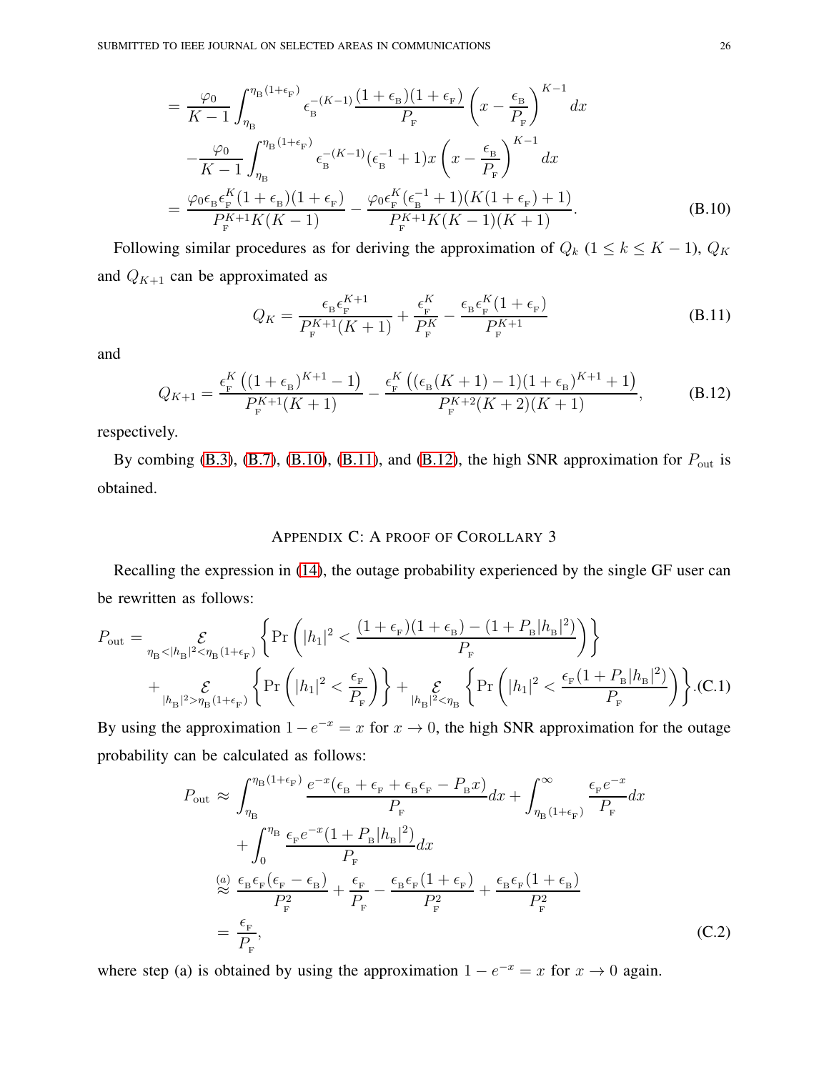$$
\begin{aligned}
&= \frac{\varphi_0}{K-1}\int_{\eta_{\rm B}}^{\eta_{\rm B}(1+\epsilon_{\rm F})} \epsilon_{\rm B}^{-(K-1)} \frac{(1+\epsilon_{\rm B})(1+\epsilon_{\rm F})}{P_{\rm F}} \left(x - \frac{\epsilon_{\rm B}}{P_{\rm F}}\right)^{K-1} dx \\
&\quad - \frac{\varphi_0}{K-1}\int_{\eta_{\rm B}}^{\eta_{\rm B}(1+\epsilon_{\rm F})} \epsilon_{\rm B}^{-(K-1)} (\epsilon_{\rm B}^{-1}+1) x \left(x - \frac{\epsilon_{\rm B}}{P_{\rm F}}\right)^{K-1} dx \\
&= \frac{\varphi_0 \epsilon_{\rm B} \epsilon_{\rm F}^{K} (1+\epsilon_{\rm B})(1+\epsilon_{\rm F})}{P_{\rm F}^{K+1} K(K-1)} - \frac{\varphi_0 \epsilon_{\rm F}^{K} (\epsilon_{\rm B}^{-1}+1)(K(1+\epsilon_{\rm F})+1)}{P_{\rm F}^{K+1} K(K-1)(K+1)}. \qquad \text{(B.10)}
\end{aligned}
$$

Following similar procedures as for deriving the approximation of $Q_k$ ($1 \le k \le K-1$), $Q_K$ and $Q_{K+1}$ can be approximated as

$$
Q_K = \frac{\epsilon_{\rm B} \epsilon_{\rm F}^{K+1}}{P_{\rm F}^{K+1}(K+1)} + \frac{\epsilon_{\rm F}^{K}}{P_{\rm F}^{K}} - \frac{\epsilon_{\rm B} \epsilon_{\rm F}^{K}(1+\epsilon_{\rm F})}{P_{\rm F}^{K+1}} \qquad \text{(B.11)}
$$

and

$$
Q_{K+1} = \frac{\epsilon_{\rm F}^{K}\left((1+\epsilon_{\rm B})^{K+1}-1\right)}{P_{\rm F}^{K+1}(K+1)} - \frac{\epsilon_{\rm F}^{K}\left((\epsilon_{\rm B}(K+1)-1)(1+\epsilon_{\rm B})^{K+1}+1\right)}{P_{\rm F}^{K+2}(K+2)(K+1)}, \qquad \text{(B.12)}
$$

respectively.

By combing (B.3), (B.7), (B.10), (B.11), and (B.12), the high SNR approximation for $P_{\rm out}$ is obtained.

## Appendix C: A proof of Corollary 3

Recalling the expression in (14), the outage probability experienced by the single GF user can be rewritten as follows:

$$
\begin{aligned}
P_{\rm out} = &\underset{\eta_{\rm B}<|h_{\rm B}|^2<\eta_{\rm B}(1+\epsilon_{\rm F})}{\mathcal{E}} \left\{ \Pr\left( |h_1|^2 < \frac{(1+\epsilon_{\rm F})(1+\epsilon_{\rm B}) - (1+P_{\rm B}|h_{\rm B}|^2)}{P_{\rm F}} \right) \right\} \\
&+ \underset{|h_{\rm B}|^2>\eta_{\rm B}(1+\epsilon_{\rm F})}{\mathcal{E}} \left\{ \Pr\left( |h_1|^2 < \frac{\epsilon_{\rm F}}{P_{\rm F}} \right) \right\} + \underset{|h_{\rm B}|^2<\eta_{\rm B}}{\mathcal{E}} \left\{ \Pr\left( |h_1|^2 < \frac{\epsilon_{\rm F}(1+P_{\rm B}|h_{\rm B}|^2)}{P_{\rm F}} \right) \right\}. \qquad \text{(C.1)}
\end{aligned}
$$

By using the approximation $1-e^{-x} = x$ for $x \to 0$, the high SNR approximation for the outage probability can be calculated as follows:

$$
\begin{aligned}
P_{\rm out} &\approx \int_{\eta_{\rm B}}^{\eta_{\rm B}(1+\epsilon_{\rm F})} \frac{e^{-x}(\epsilon_{\rm B}+\epsilon_{\rm F}+\epsilon_{\rm B}\epsilon_{\rm F} - P_{\rm B}x)}{P_{\rm F}} dx + \int_{\eta_{\rm B}(1+\epsilon_{\rm F})}^{\infty} \frac{\epsilon_{\rm F} e^{-x}}{P_{\rm F}} dx \\
&\quad + \int_{0}^{\eta_{\rm B}} \frac{\epsilon_{\rm F} e^{-x}(1+P_{\rm B}|h_{\rm B}|^2)}{P_{\rm F}} dx \\
&\overset{(a)}{\approx} \frac{\epsilon_{\rm B}\epsilon_{\rm F}(\epsilon_{\rm F}-\epsilon_{\rm B})}{P_{\rm F}^2} + \frac{\epsilon_{\rm F}}{P_{\rm F}} - \frac{\epsilon_{\rm B}\epsilon_{\rm F}(1+\epsilon_{\rm F})}{P_{\rm F}^2} + \frac{\epsilon_{\rm B}\epsilon_{\rm F}(1+\epsilon_{\rm B})}{P_{\rm F}^2} \\
&= \frac{\epsilon_{\rm F}}{P_{\rm F}}, \qquad \text{(C.2)}
\end{aligned}
$$

where step (a) is obtained by using the approximation $1-e^{-x} = x$ for $x \to 0$ again.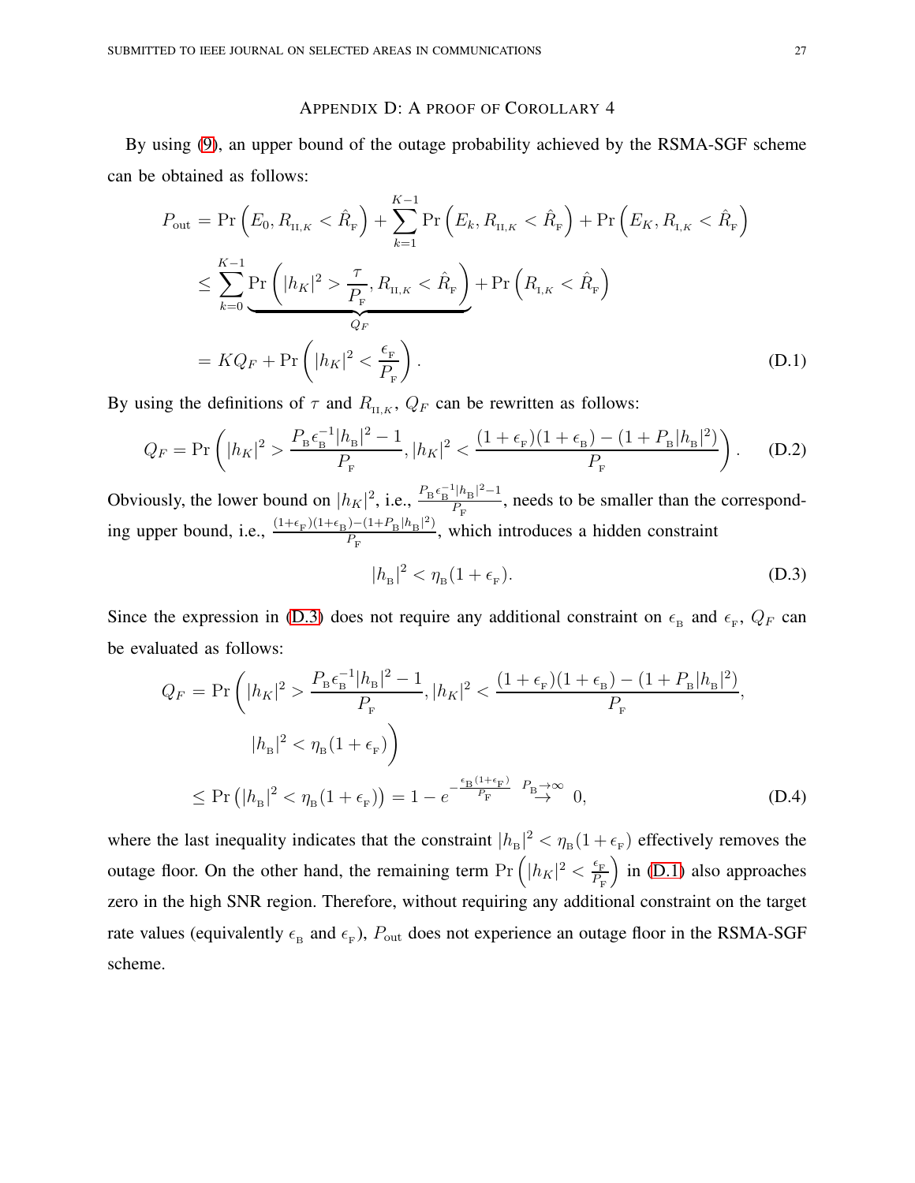## Appendix D: A proof of Corollary 4

By using (9), an upper bound of the outage probability achieved by the RSMA-SGF scheme can be obtained as follows:

$$
\begin{aligned}
P_{\text{out}} &= \Pr\left(E_0, R_{\text{II},K} < \hat{R}_{\text{F}}\right) + \sum_{k=1}^{K-1} \Pr\left(E_k, R_{\text{II},K} < \hat{R}_{\text{F}}\right) + \Pr\left(E_K, R_{\text{I},K} < \hat{R}_{\text{F}}\right) \\
&\leq \sum_{k=0}^{K-1} \underbrace{\Pr\left(|h_K|^2 > \frac{\tau}{P_{\text{F}}}, R_{\text{II},K} < \hat{R}_{\text{F}}\right)}_{Q_F} + \Pr\left(R_{\text{I},K} < \hat{R}_{\text{F}}\right) \\
&= KQ_F + \Pr\left(|h_K|^2 < \frac{\epsilon_{\text{F}}}{P_{\text{F}}}\right).
\end{aligned} \tag{D.1}
$$

By using the definitions of $\tau$ and $R_{\text{II},K}$, $Q_F$ can be rewritten as follows:

$$
Q_F = \Pr\left(|h_K|^2 > \frac{P_{\text{B}}\epsilon_{\text{B}}^{-1}|h_{\text{B}}|^2 - 1}{P_{\text{F}}}, |h_K|^2 < \frac{(1+\epsilon_{\text{F}})(1+\epsilon_{\text{B}}) - (1+P_{\text{B}}|h_{\text{B}}|^2)}{P_{\text{F}}}\right). \tag{D.2}
$$

Obviously, the lower bound on $|h_K|^2$, i.e., $\frac{P_{\text{B}}\epsilon_{\text{B}}^{-1}|h_{\text{B}}|^2-1}{P_{\text{F}}}$, needs to be smaller than the corresponding upper bound, i.e., $\frac{(1+\epsilon_{\text{F}})(1+\epsilon_{\text{B}})-(1+P_{\text{B}}|h_{\text{B}}|^2)}{P_{\text{F}}}$, which introduces a hidden constraint

$$
|h_{\text{B}}|^2 < \eta_{\text{B}}(1+\epsilon_{\text{F}}). \tag{D.3}
$$

Since the expression in (D.3) does not require any additional constraint on $\epsilon_{\text{B}}$ and $\epsilon_{\text{F}}$, $Q_F$ can be evaluated as follows:

$$
\begin{aligned}
Q_F &= \Pr\Bigg(|h_K|^2 > \frac{P_{\text{B}}\epsilon_{\text{B}}^{-1}|h_{\text{B}}|^2 - 1}{P_{\text{F}}}, |h_K|^2 < \frac{(1+\epsilon_{\text{F}})(1+\epsilon_{\text{B}}) - (1+P_{\text{B}}|h_{\text{B}}|^2)}{P_{\text{F}}}, \\
&\qquad |h_{\text{B}}|^2 < \eta_{\text{B}}(1+\epsilon_{\text{F}})\Bigg) \\
&\leq \Pr\left(|h_{\text{B}}|^2 < \eta_{\text{B}}(1+\epsilon_{\text{F}})\right) = 1 - e^{-\frac{\epsilon_{\text{B}}(1+\epsilon_{\text{F}})}{P_{\text{F}}}} \overset{P_{\text{B}}\to\infty}{\to} 0,
\end{aligned} \tag{D.4}
$$

where the last inequality indicates that the constraint $|h_{\text{B}}|^2 < \eta_{\text{B}}(1+\epsilon_{\text{F}})$ effectively removes the outage floor. On the other hand, the remaining term $\Pr\left(|h_K|^2 < \frac{\epsilon_{\text{F}}}{P_{\text{F}}}\right)$ in (D.1) also approaches zero in the high SNR region. Therefore, without requiring any additional constraint on the target rate values (equivalently $\epsilon_{\text{B}}$ and $\epsilon_{\text{F}}$), $P_{\text{out}}$ does not experience an outage floor in the RSMA-SGF scheme.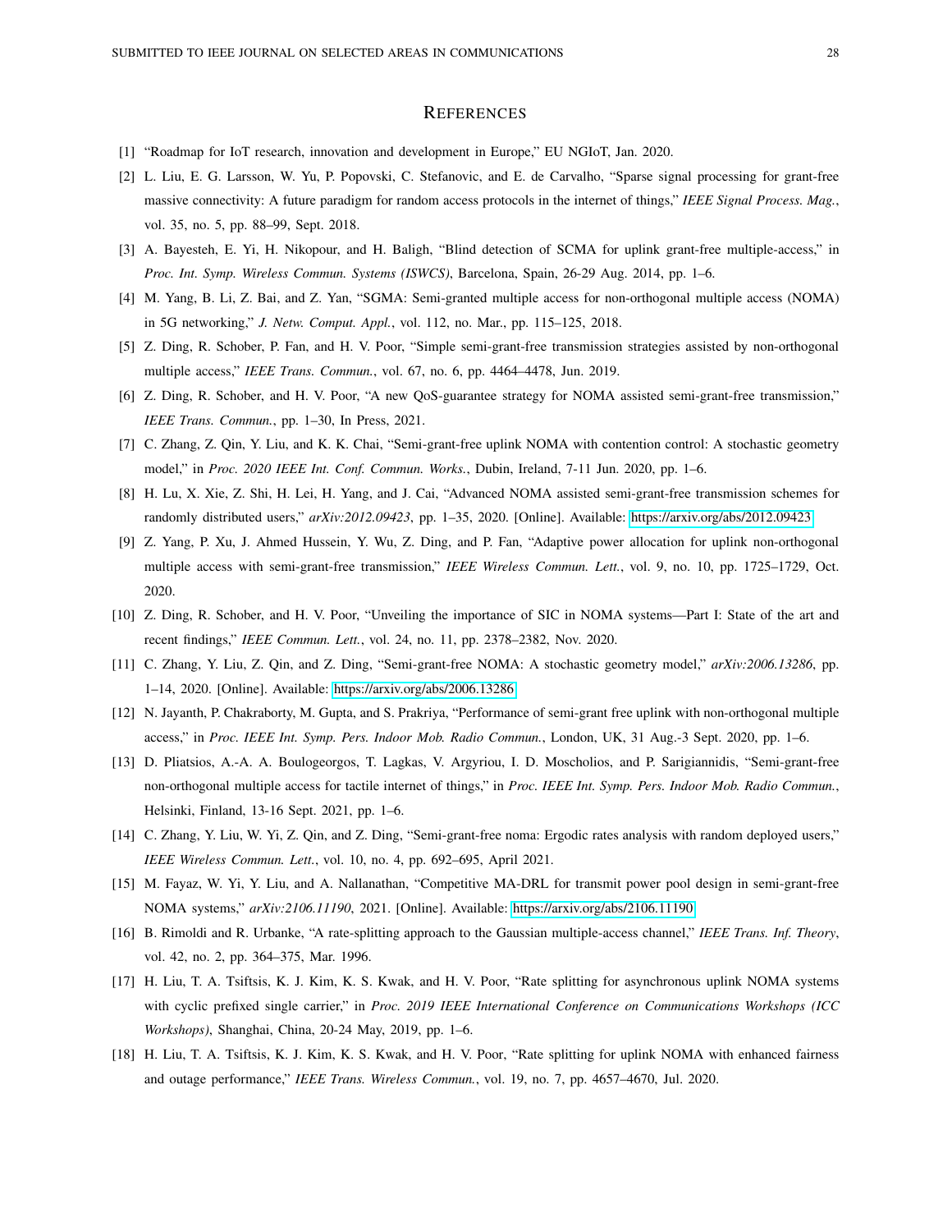# References

[1] "Roadmap for IoT research, innovation and development in Europe," EU NGIoT, Jan. 2020.

[2] L. Liu, E. G. Larsson, W. Yu, P. Popovski, C. Stefanovic, and E. de Carvalho, "Sparse signal processing for grant-free massive connectivity: A future paradigm for random access protocols in the internet of things," *IEEE Signal Process. Mag.*, vol. 35, no. 5, pp. 88–99, Sept. 2018.

[3] A. Bayesteh, E. Yi, H. Nikopour, and H. Baligh, "Blind detection of SCMA for uplink grant-free multiple-access," in *Proc. Int. Symp. Wireless Commun. Systems (ISWCS)*, Barcelona, Spain, 26-29 Aug. 2014, pp. 1–6.

[4] M. Yang, B. Li, Z. Bai, and Z. Yan, "SGMA: Semi-granted multiple access for non-orthogonal multiple access (NOMA) in 5G networking," *J. Netw. Comput. Appl.*, vol. 112, no. Mar., pp. 115–125, 2018.

[5] Z. Ding, R. Schober, P. Fan, and H. V. Poor, "Simple semi-grant-free transmission strategies assisted by non-orthogonal multiple access," *IEEE Trans. Commun.*, vol. 67, no. 6, pp. 4464–4478, Jun. 2019.

[6] Z. Ding, R. Schober, and H. V. Poor, "A new QoS-guarantee strategy for NOMA assisted semi-grant-free transmission," *IEEE Trans. Commun.*, pp. 1–30, In Press, 2021.

[7] C. Zhang, Z. Qin, Y. Liu, and K. K. Chai, "Semi-grant-free uplink NOMA with contention control: A stochastic geometry model," in *Proc. 2020 IEEE Int. Conf. Commun. Works.*, Dubin, Ireland, 7-11 Jun. 2020, pp. 1–6.

[8] H. Lu, X. Xie, Z. Shi, H. Lei, H. Yang, and J. Cai, "Advanced NOMA assisted semi-grant-free transmission schemes for randomly distributed users," *arXiv:2012.09423*, pp. 1–35, 2020. [Online]. Available: https://arxiv.org/abs/2012.09423

[9] Z. Yang, P. Xu, J. Ahmed Hussein, Y. Wu, Z. Ding, and P. Fan, "Adaptive power allocation for uplink non-orthogonal multiple access with semi-grant-free transmission," *IEEE Wireless Commun. Lett.*, vol. 9, no. 10, pp. 1725–1729, Oct. 2020.

[10] Z. Ding, R. Schober, and H. V. Poor, "Unveiling the importance of SIC in NOMA systems—Part I: State of the art and recent findings," *IEEE Commun. Lett.*, vol. 24, no. 11, pp. 2378–2382, Nov. 2020.

[11] C. Zhang, Y. Liu, Z. Qin, and Z. Ding, "Semi-grant-free NOMA: A stochastic geometry model," *arXiv:2006.13286*, pp. 1–14, 2020. [Online]. Available: https://arxiv.org/abs/2006.13286

[12] N. Jayanth, P. Chakraborty, M. Gupta, and S. Prakriya, "Performance of semi-grant free uplink with non-orthogonal multiple access," in *Proc. IEEE Int. Symp. Pers. Indoor Mob. Radio Commun.*, London, UK, 31 Aug.-3 Sept. 2020, pp. 1–6.

[13] D. Pliatsios, A.-A. A. Boulogeorgos, T. Lagkas, V. Argyriou, I. D. Moscholios, and P. Sarigiannidis, "Semi-grant-free non-orthogonal multiple access for tactile internet of things," in *Proc. IEEE Int. Symp. Pers. Indoor Mob. Radio Commun.*, Helsinki, Finland, 13-16 Sept. 2021, pp. 1–6.

[14] C. Zhang, Y. Liu, W. Yi, Z. Qin, and Z. Ding, "Semi-grant-free noma: Ergodic rates analysis with random deployed users," *IEEE Wireless Commun. Lett.*, vol. 10, no. 4, pp. 692–695, April 2021.

[15] M. Fayaz, W. Yi, Y. Liu, and A. Nallanathan, "Competitive MA-DRL for transmit power pool design in semi-grant-free NOMA systems," *arXiv:2106.11190*, 2021. [Online]. Available: https://arxiv.org/abs/2106.11190

[16] B. Rimoldi and R. Urbanke, "A rate-splitting approach to the Gaussian multiple-access channel," *IEEE Trans. Inf. Theory*, vol. 42, no. 2, pp. 364–375, Mar. 1996.

[17] H. Liu, T. A. Tsiftsis, K. J. Kim, K. S. Kwak, and H. V. Poor, "Rate splitting for asynchronous uplink NOMA systems with cyclic prefixed single carrier," in *Proc. 2019 IEEE International Conference on Communications Workshops (ICC Workshops)*, Shanghai, China, 20-24 May, 2019, pp. 1–6.

[18] H. Liu, T. A. Tsiftsis, K. J. Kim, K. S. Kwak, and H. V. Poor, "Rate splitting for uplink NOMA with enhanced fairness and outage performance," *IEEE Trans. Wireless Commun.*, vol. 19, no. 7, pp. 4657–4670, Jul. 2020.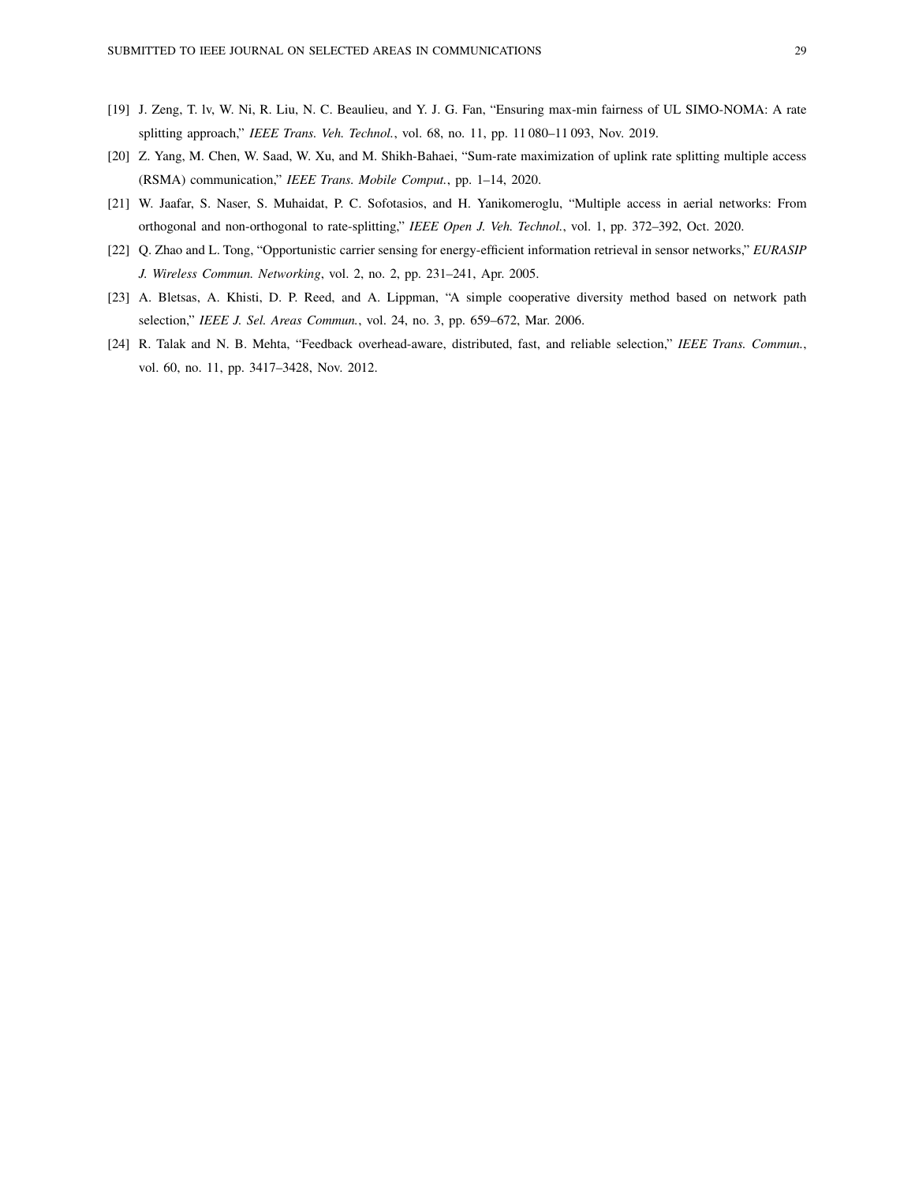[19] J. Zeng, T. lv, W. Ni, R. Liu, N. C. Beaulieu, and Y. J. G. Fan, "Ensuring max-min fairness of UL SIMO-NOMA: A rate splitting approach," *IEEE Trans. Veh. Technol.*, vol. 68, no. 11, pp. 11 080–11 093, Nov. 2019.

[20] Z. Yang, M. Chen, W. Saad, W. Xu, and M. Shikh-Bahaei, "Sum-rate maximization of uplink rate splitting multiple access (RSMA) communication," *IEEE Trans. Mobile Comput.*, pp. 1–14, 2020.

[21] W. Jaafar, S. Naser, S. Muhaidat, P. C. Sofotasios, and H. Yanikomeroglu, "Multiple access in aerial networks: From orthogonal and non-orthogonal to rate-splitting," *IEEE Open J. Veh. Technol.*, vol. 1, pp. 372–392, Oct. 2020.

[22] Q. Zhao and L. Tong, "Opportunistic carrier sensing for energy-efficient information retrieval in sensor networks," *EURASIP J. Wireless Commun. Networking*, vol. 2, no. 2, pp. 231–241, Apr. 2005.

[23] A. Bletsas, A. Khisti, D. P. Reed, and A. Lippman, "A simple cooperative diversity method based on network path selection," *IEEE J. Sel. Areas Commun.*, vol. 24, no. 3, pp. 659–672, Mar. 2006.

[24] R. Talak and N. B. Mehta, "Feedback overhead-aware, distributed, fast, and reliable selection," *IEEE Trans. Commun.*, vol. 60, no. 11, pp. 3417–3428, Nov. 2012.